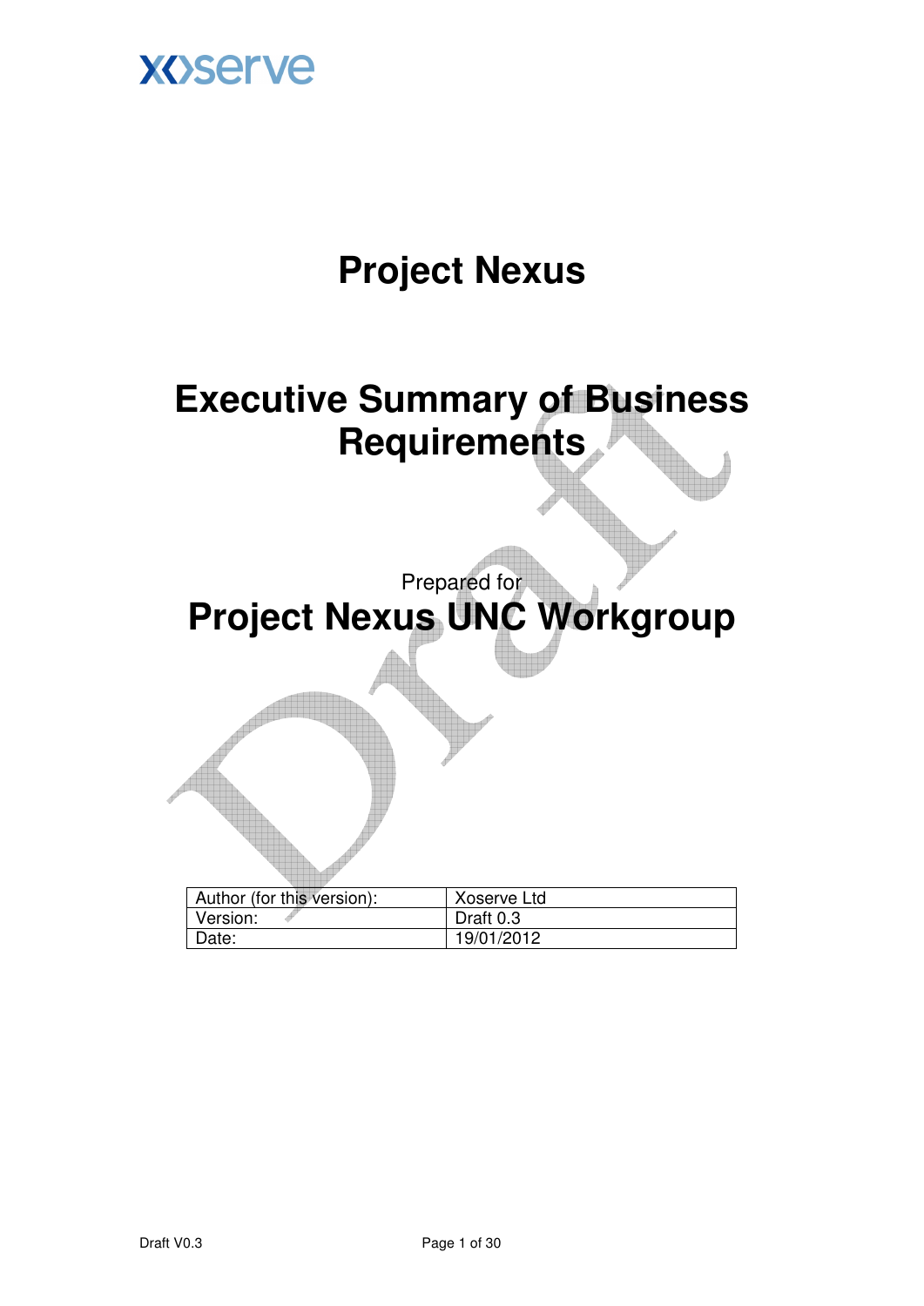# Project Nexus

## Executive Summary of Business Requirements

Prepared for

## Project Nexus UNC Workgroup

| Author (for this version): | Xoserve Ltd |
|---|---|
| Version: | Draft 0.3 |
| Date: | 19/01/2012 |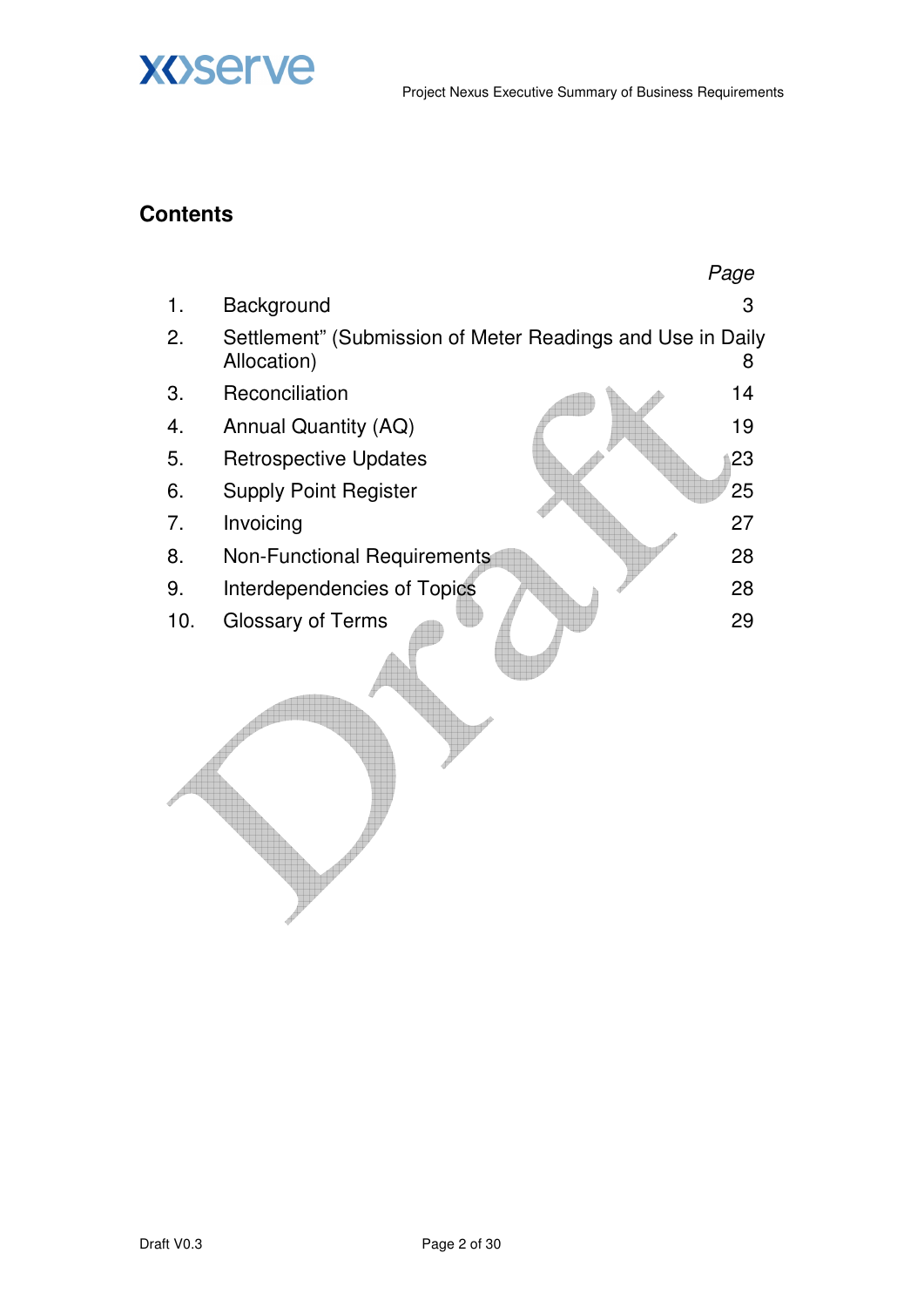## Contents

| | | *Page* |
|---|---|---|
| 1. | Background | 3 |
| 2. | Settlement" (Submission of Meter Readings and Use in Daily Allocation) | 8 |
| 3. | Reconciliation | 14 |
| 4. | Annual Quantity (AQ) | 19 |
| 5. | Retrospective Updates | 23 |
| 6. | Supply Point Register | 25 |
| 7. | Invoicing | 27 |
| 8. | Non-Functional Requirements | 28 |
| 9. | Interdependencies of Topics | 28 |
| 10. | Glossary of Terms | 29 |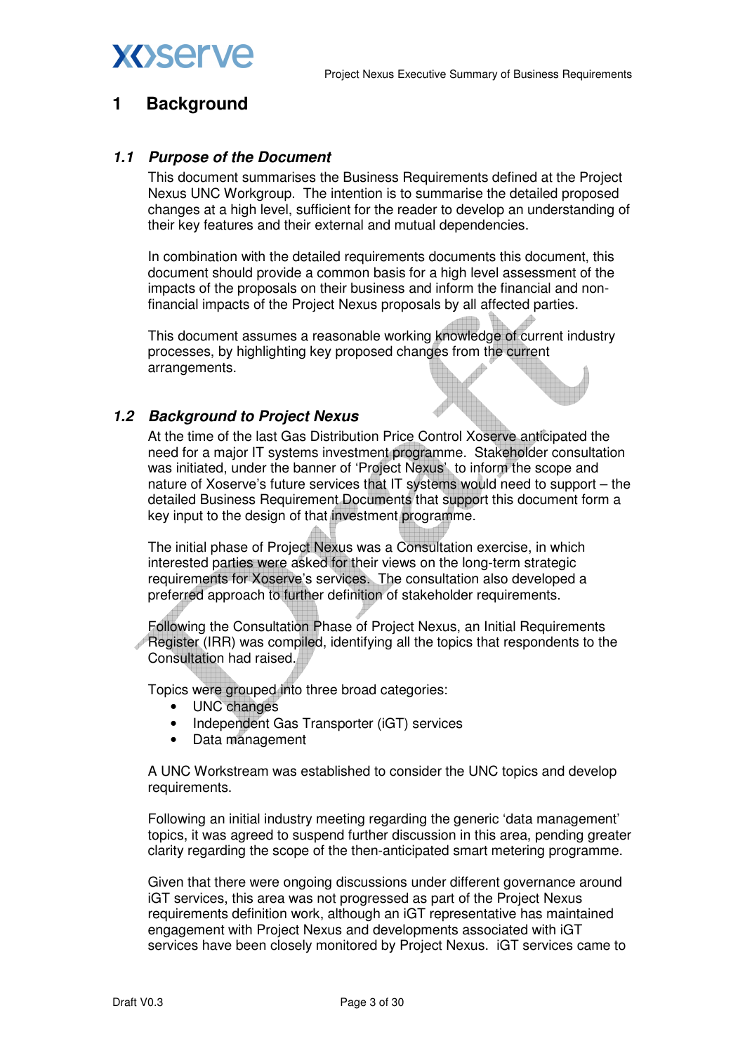# 1 Background

## *1.1 Purpose of the Document*

This document summarises the Business Requirements defined at the Project Nexus UNC Workgroup. The intention is to summarise the detailed proposed changes at a high level, sufficient for the reader to develop an understanding of their key features and their external and mutual dependencies.

In combination with the detailed requirements documents this document, this document should provide a common basis for a high level assessment of the impacts of the proposals on their business and inform the financial and non-financial impacts of the Project Nexus proposals by all affected parties.

This document assumes a reasonable working knowledge of current industry processes, by highlighting key proposed changes from the current arrangements.

## *1.2 Background to Project Nexus*

At the time of the last Gas Distribution Price Control Xoserve anticipated the need for a major IT systems investment programme. Stakeholder consultation was initiated, under the banner of 'Project Nexus' to inform the scope and nature of Xoserve's future services that IT systems would need to support – the detailed Business Requirement Documents that support this document form a key input to the design of that investment programme.

The initial phase of Project Nexus was a Consultation exercise, in which interested parties were asked for their views on the long-term strategic requirements for Xoserve's services. The consultation also developed a preferred approach to further definition of stakeholder requirements.

Following the Consultation Phase of Project Nexus, an Initial Requirements Register (IRR) was compiled, identifying all the topics that respondents to the Consultation had raised.

Topics were grouped into three broad categories:

- UNC changes
- Independent Gas Transporter (iGT) services
- Data management

A UNC Workstream was established to consider the UNC topics and develop requirements.

Following an initial industry meeting regarding the generic 'data management' topics, it was agreed to suspend further discussion in this area, pending greater clarity regarding the scope of the then-anticipated smart metering programme.

Given that there were ongoing discussions under different governance around iGT services, this area was not progressed as part of the Project Nexus requirements definition work, although an iGT representative has maintained engagement with Project Nexus and developments associated with iGT services have been closely monitored by Project Nexus. iGT services came to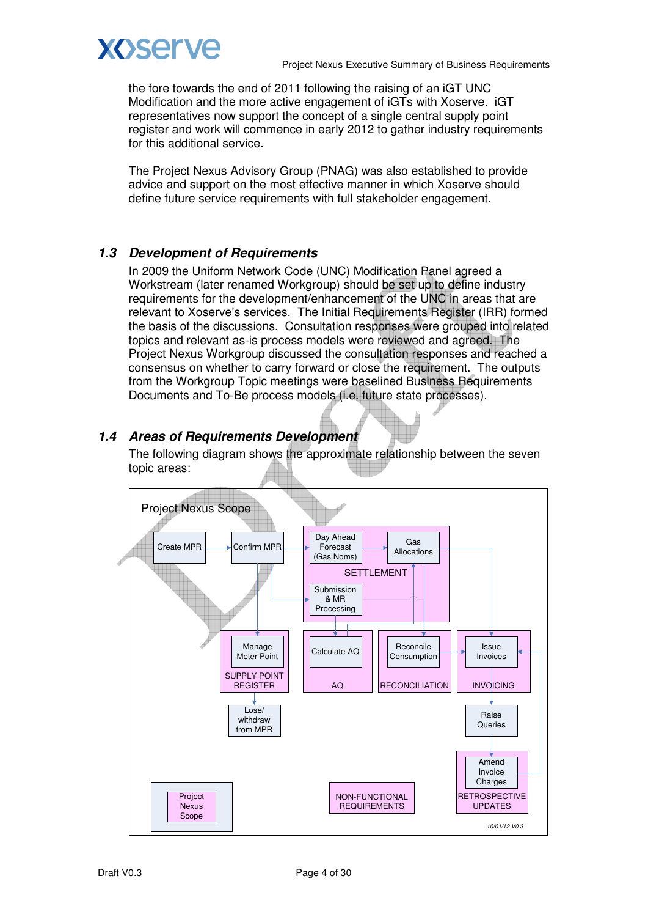the fore towards the end of 2011 following the raising of an iGT UNC Modification and the more active engagement of iGTs with Xoserve. iGT representatives now support the concept of a single central supply point register and work will commence in early 2012 to gather industry requirements for this additional service.

The Project Nexus Advisory Group (PNAG) was also established to provide advice and support on the most effective manner in which Xoserve should define future service requirements with full stakeholder engagement.

## 1.3 *Development of Requirements*

In 2009 the Uniform Network Code (UNC) Modification Panel agreed a Workstream (later renamed Workgroup) should be set up to define industry requirements for the development/enhancement of the UNC in areas that are relevant to Xoserve's services. The Initial Requirements Register (IRR) formed the basis of the discussions. Consultation responses were grouped into related topics and relevant as-is process models were reviewed and agreed. The Project Nexus Workgroup discussed the consultation responses and reached a consensus on whether to carry forward or close the requirement. The outputs from the Workgroup Topic meetings were baselined Business Requirements Documents and To-Be process models (i.e. future state processes).

## 1.4 *Areas of Requirements Development*

The following diagram shows the approximate relationship between the seven topic areas:

Project Nexus Scope

- Create MPR → Confirm MPR
- SETTLEMENT: Day Ahead Forecast (Gas Noms); Gas Allocations; Submission & MR Processing
- SUPPLY POINT REGISTER: Manage Meter Point → Lose/ withdraw from MPR
- AQ: Calculate AQ
- RECONCILIATION: Reconcile Consumption
- INVOICING: Issue Invoices → Raise Queries
- RETROSPECTIVE UPDATES: Amend Invoice Charges
- NON-FUNCTIONAL REQUIREMENTS
- Key: Project Nexus Scope

10/01/12 V0.3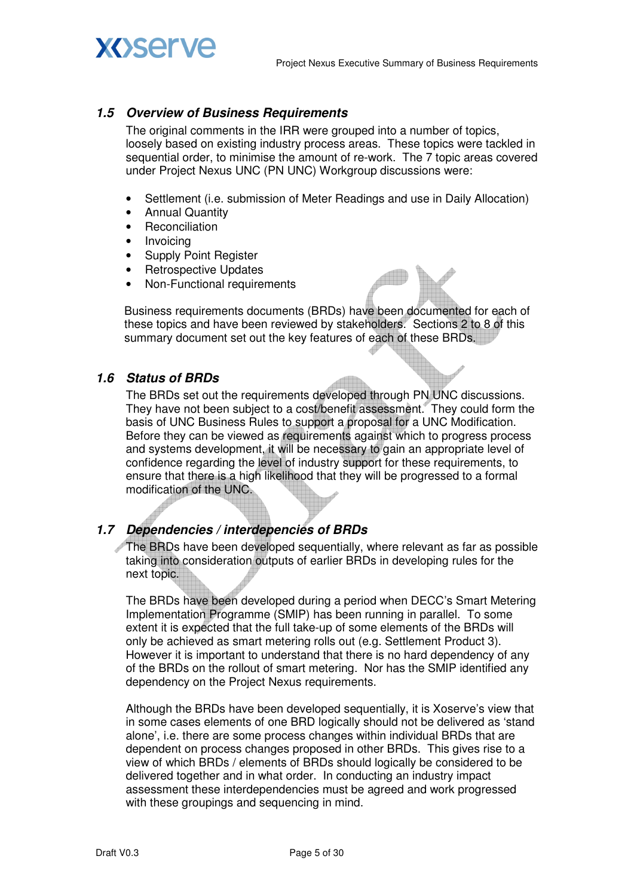### *1.5 Overview of Business Requirements*

The original comments in the IRR were grouped into a number of topics, loosely based on existing industry process areas. These topics were tackled in sequential order, to minimise the amount of re-work. The 7 topic areas covered under Project Nexus UNC (PN UNC) Workgroup discussions were:

- Settlement (i.e. submission of Meter Readings and use in Daily Allocation)
- Annual Quantity
- Reconciliation
- Invoicing
- Supply Point Register
- Retrospective Updates
- Non-Functional requirements

Business requirements documents (BRDs) have been documented for each of these topics and have been reviewed by stakeholders. Sections 2 to 8 of this summary document set out the key features of each of these BRDs.

### *1.6 Status of BRDs*

The BRDs set out the requirements developed through PN UNC discussions. They have not been subject to a cost/benefit assessment. They could form the basis of UNC Business Rules to support a proposal for a UNC Modification. Before they can be viewed as requirements against which to progress process and systems development, it will be necessary to gain an appropriate level of confidence regarding the level of industry support for these requirements, to ensure that there is a high likelihood that they will be progressed to a formal modification of the UNC.

### *1.7 Dependencies / interdepencies of BRDs*

The BRDs have been developed sequentially, where relevant as far as possible taking into consideration outputs of earlier BRDs in developing rules for the next topic.

The BRDs have been developed during a period when DECC's Smart Metering Implementation Programme (SMIP) has been running in parallel. To some extent it is expected that the full take-up of some elements of the BRDs will only be achieved as smart metering rolls out (e.g. Settlement Product 3). However it is important to understand that there is no hard dependency of any of the BRDs on the rollout of smart metering. Nor has the SMIP identified any dependency on the Project Nexus requirements.

Although the BRDs have been developed sequentially, it is Xoserve's view that in some cases elements of one BRD logically should not be delivered as 'stand alone', i.e. there are some process changes within individual BRDs that are dependent on process changes proposed in other BRDs. This gives rise to a view of which BRDs / elements of BRDs should logically be considered to be delivered together and in what order. In conducting an industry impact assessment these interdependencies must be agreed and work progressed with these groupings and sequencing in mind.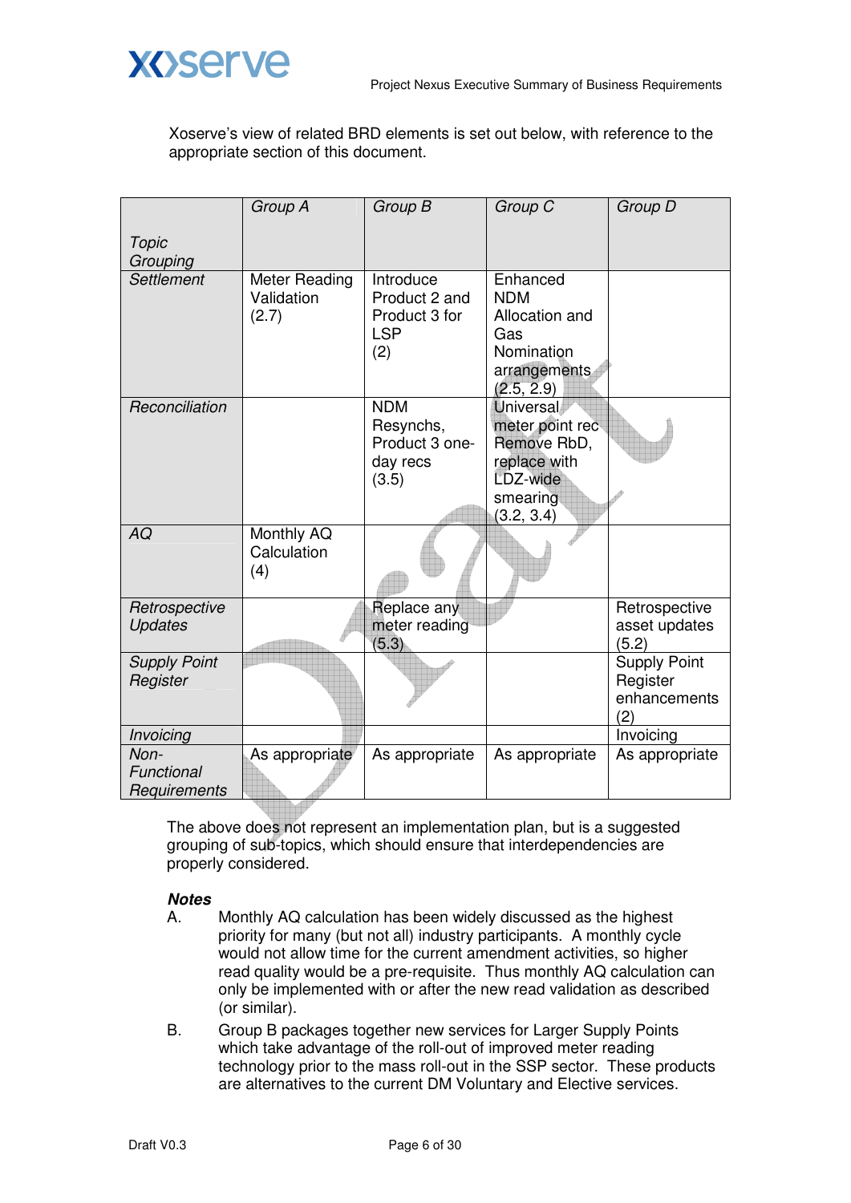Xoserve's view of related BRD elements is set out below, with reference to the appropriate section of this document.

| *Topic Grouping* | *Group A* | *Group B* | *Group C* | *Group D* |
|---|---|---|---|---|
| *Settlement* | Meter Reading Validation (2.7) | Introduce Product 2 and Product 3 for LSP (2) | Enhanced NDM Allocation and Gas Nomination arrangements (2.5, 2.9) | |
| *Reconciliation* | | NDM Resynchs, Product 3 one-day recs (3.5) | Universal meter point rec Remove RbD, replace with LDZ-wide smearing (3.2, 3.4) | |
| *AQ* | Monthly AQ Calculation (4) | | | |
| *Retrospective Updates* | | Replace any meter reading (5.3) | | Retrospective asset updates (5.2) |
| *Supply Point Register* | | | | Supply Point Register enhancements (2) |
| *Invoicing* | | | | Invoicing |
| *Non-Functional Requirements* | As appropriate | As appropriate | As appropriate | As appropriate |

The above does not represent an implementation plan, but is a suggested grouping of sub-topics, which should ensure that interdependencies are properly considered.

***Notes***

A. Monthly AQ calculation has been widely discussed as the highest priority for many (but not all) industry participants. A monthly cycle would not allow time for the current amendment activities, so higher read quality would be a pre-requisite. Thus monthly AQ calculation can only be implemented with or after the new read validation as described (or similar).

B. Group B packages together new services for Larger Supply Points which take advantage of the roll-out of improved meter reading technology prior to the mass roll-out in the SSP sector. These products are alternatives to the current DM Voluntary and Elective services.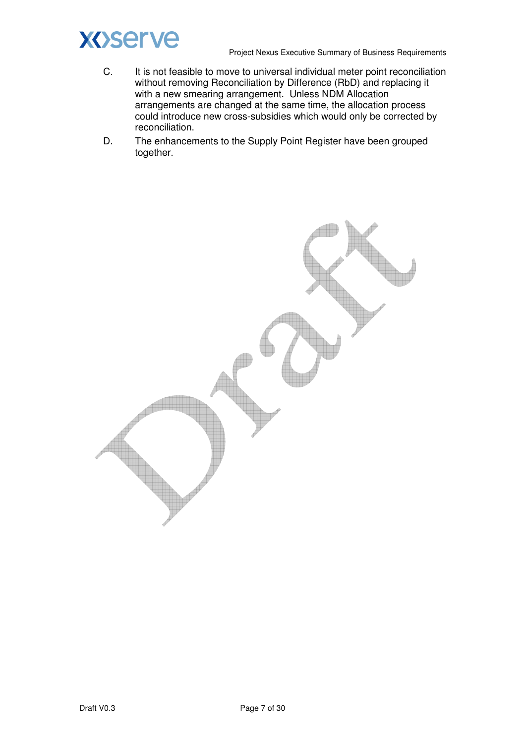C. It is not feasible to move to universal individual meter point reconciliation without removing Reconciliation by Difference (RbD) and replacing it with a new smearing arrangement. Unless NDM Allocation arrangements are changed at the same time, the allocation process could introduce new cross-subsidies which would only be corrected by reconciliation.

D. The enhancements to the Supply Point Register have been grouped together.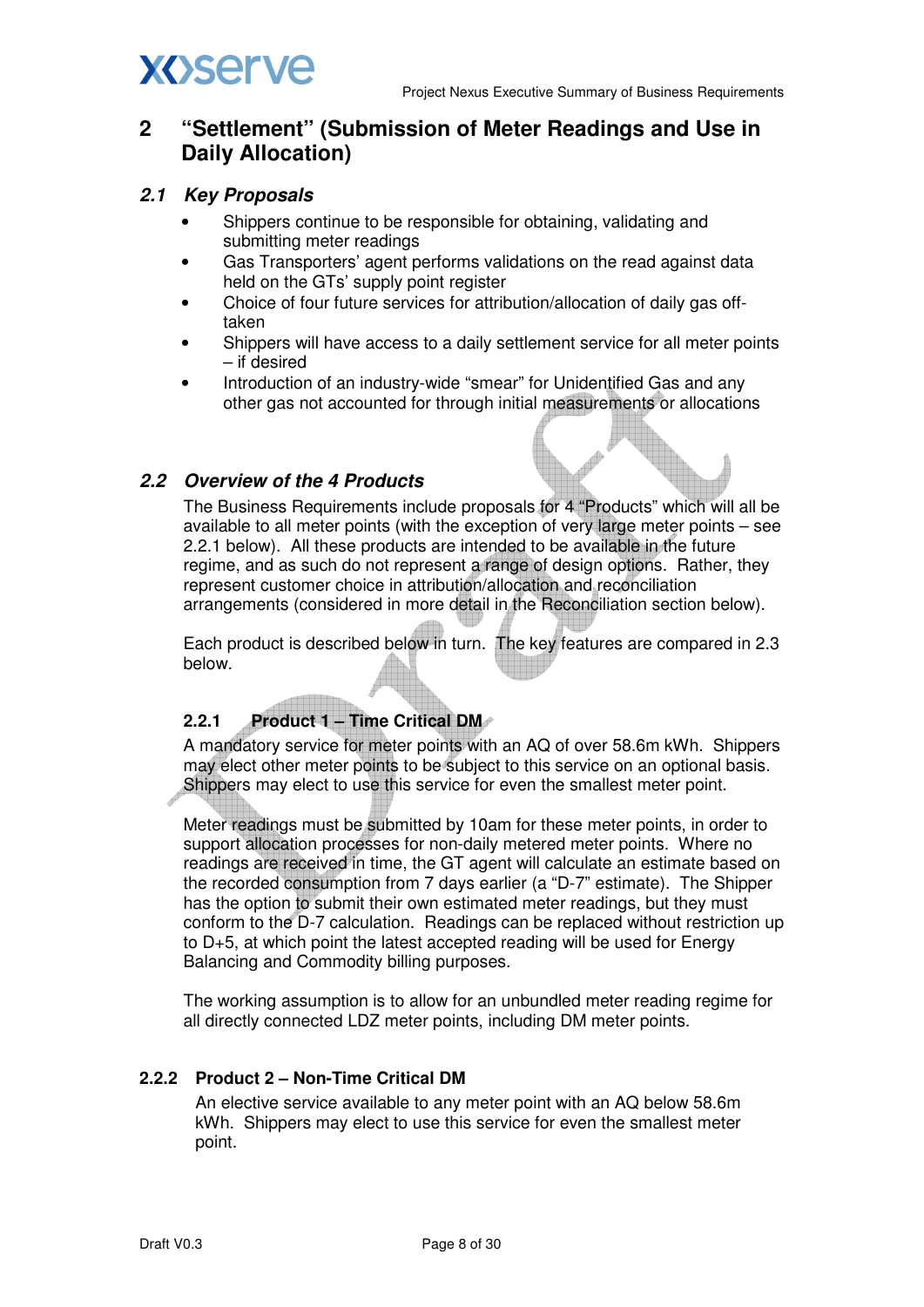## 2 "Settlement" (Submission of Meter Readings and Use in Daily Allocation)

### 2.1 *Key Proposals*

- Shippers continue to be responsible for obtaining, validating and submitting meter readings
- Gas Transporters' agent performs validations on the read against data held on the GTs' supply point register
- Choice of four future services for attribution/allocation of daily gas off-taken
- Shippers will have access to a daily settlement service for all meter points – if desired
- Introduction of an industry-wide "smear" for Unidentified Gas and any other gas not accounted for through initial measurements or allocations

### 2.2 *Overview of the 4 Products*

The Business Requirements include proposals for 4 "Products" which will all be available to all meter points (with the exception of very large meter points – see 2.2.1 below). All these products are intended to be available in the future regime, and as such do not represent a range of design options. Rather, they represent customer choice in attribution/allocation and reconciliation arrangements (considered in more detail in the Reconciliation section below).

Each product is described below in turn. The key features are compared in 2.3 below.

#### 2.2.1 Product 1 – Time Critical DM

A mandatory service for meter points with an AQ of over 58.6m kWh. Shippers may elect other meter points to be subject to this service on an optional basis. Shippers may elect to use this service for even the smallest meter point.

Meter readings must be submitted by 10am for these meter points, in order to support allocation processes for non-daily metered meter points. Where no readings are received in time, the GT agent will calculate an estimate based on the recorded consumption from 7 days earlier (a "D-7" estimate). The Shipper has the option to submit their own estimated meter readings, but they must conform to the D-7 calculation. Readings can be replaced without restriction up to D+5, at which point the latest accepted reading will be used for Energy Balancing and Commodity billing purposes.

The working assumption is to allow for an unbundled meter reading regime for all directly connected LDZ meter points, including DM meter points.

#### 2.2.2 Product 2 – Non-Time Critical DM

An elective service available to any meter point with an AQ below 58.6m kWh. Shippers may elect to use this service for even the smallest meter point.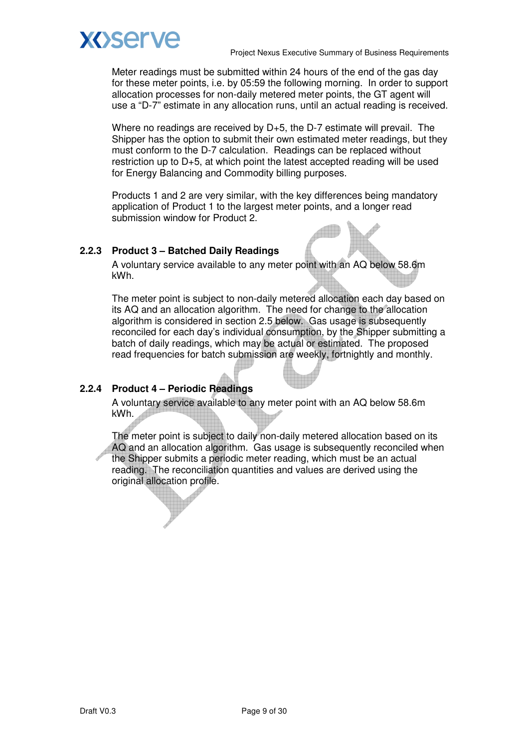Meter readings must be submitted within 24 hours of the end of the gas day for these meter points, i.e. by 05:59 the following morning. In order to support allocation processes for non-daily metered meter points, the GT agent will use a "D-7" estimate in any allocation runs, until an actual reading is received.

Where no readings are received by D+5, the D-7 estimate will prevail. The Shipper has the option to submit their own estimated meter readings, but they must conform to the D-7 calculation. Readings can be replaced without restriction up to D+5, at which point the latest accepted reading will be used for Energy Balancing and Commodity billing purposes.

Products 1 and 2 are very similar, with the key differences being mandatory application of Product 1 to the largest meter points, and a longer read submission window for Product 2.

### 2.2.3 Product 3 – Batched Daily Readings

A voluntary service available to any meter point with an AQ below 58.6m kWh.

The meter point is subject to non-daily metered allocation each day based on its AQ and an allocation algorithm. The need for change to the allocation algorithm is considered in section 2.5 below. Gas usage is subsequently reconciled for each day's individual consumption, by the Shipper submitting a batch of daily readings, which may be actual or estimated. The proposed read frequencies for batch submission are weekly, fortnightly and monthly.

### 2.2.4 Product 4 – Periodic Readings

A voluntary service available to any meter point with an AQ below 58.6m kWh.

The meter point is subject to daily non-daily metered allocation based on its AQ and an allocation algorithm. Gas usage is subsequently reconciled when the Shipper submits a periodic meter reading, which must be an actual reading. The reconciliation quantities and values are derived using the original allocation profile.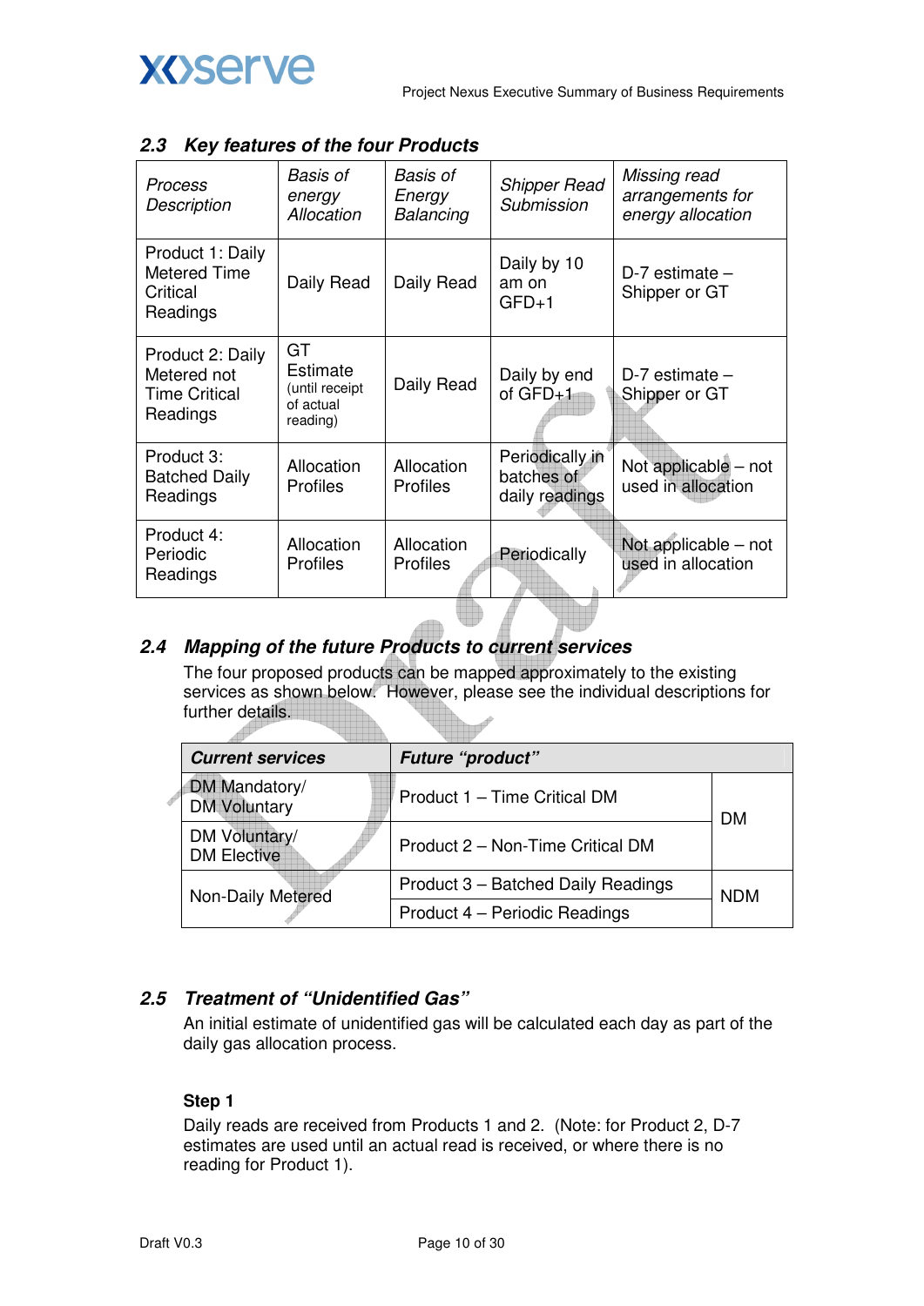### 2.3 Key features of the four Products

| *Process Description* | *Basis of energy Allocation* | *Basis of Energy Balancing* | *Shipper Read Submission* | *Missing read arrangements for energy allocation* |
|---|---|---|---|---|
| Product 1: Daily Metered Time Critical Readings | Daily Read | Daily Read | Daily by 10 am on GFD+1 | D-7 estimate – Shipper or GT |
| Product 2: Daily Metered not Time Critical Readings | GT Estimate (until receipt of actual reading) | Daily Read | Daily by end of GFD+1 | D-7 estimate – Shipper or GT |
| Product 3: Batched Daily Readings | Allocation Profiles | Allocation Profiles | Periodically in batches of daily readings | Not applicable – not used in allocation |
| Product 4: Periodic Readings | Allocation Profiles | Allocation Profiles | Periodically | Not applicable – not used in allocation |

### 2.4 Mapping of the future Products to current services

The four proposed products can be mapped approximately to the existing services as shown below. However, please see the individual descriptions for further details.

| ***Current services*** | ***Future "product"*** | |
|---|---|---|
| DM Mandatory/ DM Voluntary | Product 1 – Time Critical DM | DM |
| DM Voluntary/ DM Elective | Product 2 – Non-Time Critical DM | |
| Non-Daily Metered | Product 3 – Batched Daily Readings | NDM |
| | Product 4 – Periodic Readings | |

### 2.5 Treatment of "Unidentified Gas"

An initial estimate of unidentified gas will be calculated each day as part of the daily gas allocation process.

**Step 1**

Daily reads are received from Products 1 and 2. (Note: for Product 2, D-7 estimates are used until an actual read is received, or where there is no reading for Product 1).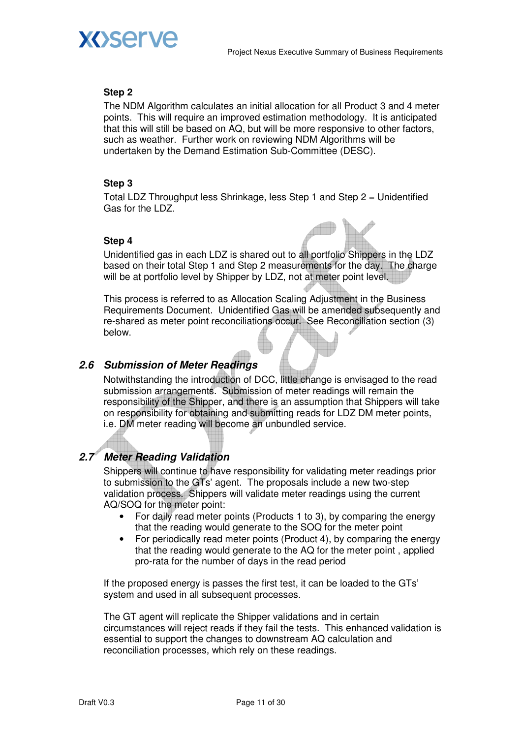**Step 2**

The NDM Algorithm calculates an initial allocation for all Product 3 and 4 meter points. This will require an improved estimation methodology. It is anticipated that this will still be based on AQ, but will be more responsive to other factors, such as weather. Further work on reviewing NDM Algorithms will be undertaken by the Demand Estimation Sub-Committee (DESC).

**Step 3**

Total LDZ Throughput less Shrinkage, less Step 1 and Step 2 = Unidentified Gas for the LDZ.

**Step 4**

Unidentified gas in each LDZ is shared out to all portfolio Shippers in the LDZ based on their total Step 1 and Step 2 measurements for the day. The charge will be at portfolio level by Shipper by LDZ, not at meter point level.

This process is referred to as Allocation Scaling Adjustment in the Business Requirements Document. Unidentified Gas will be amended subsequently and re-shared as meter point reconciliations occur. See Reconciliation section (3) below.

## *2.6 Submission of Meter Readings*

Notwithstanding the introduction of DCC, little change is envisaged to the read submission arrangements. Submission of meter readings will remain the responsibility of the Shipper, and there is an assumption that Shippers will take on responsibility for obtaining and submitting reads for LDZ DM meter points, i.e. DM meter reading will become an unbundled service.

## *2.7 Meter Reading Validation*

Shippers will continue to have responsibility for validating meter readings prior to submission to the GTs' agent. The proposals include a new two-step validation process. Shippers will validate meter readings using the current AQ/SOQ for the meter point:

- For daily read meter points (Products 1 to 3), by comparing the energy that the reading would generate to the SOQ for the meter point
- For periodically read meter points (Product 4), by comparing the energy that the reading would generate to the AQ for the meter point , applied pro-rata for the number of days in the read period

If the proposed energy is passes the first test, it can be loaded to the GTs' system and used in all subsequent processes.

The GT agent will replicate the Shipper validations and in certain circumstances will reject reads if they fail the tests. This enhanced validation is essential to support the changes to downstream AQ calculation and reconciliation processes, which rely on these readings.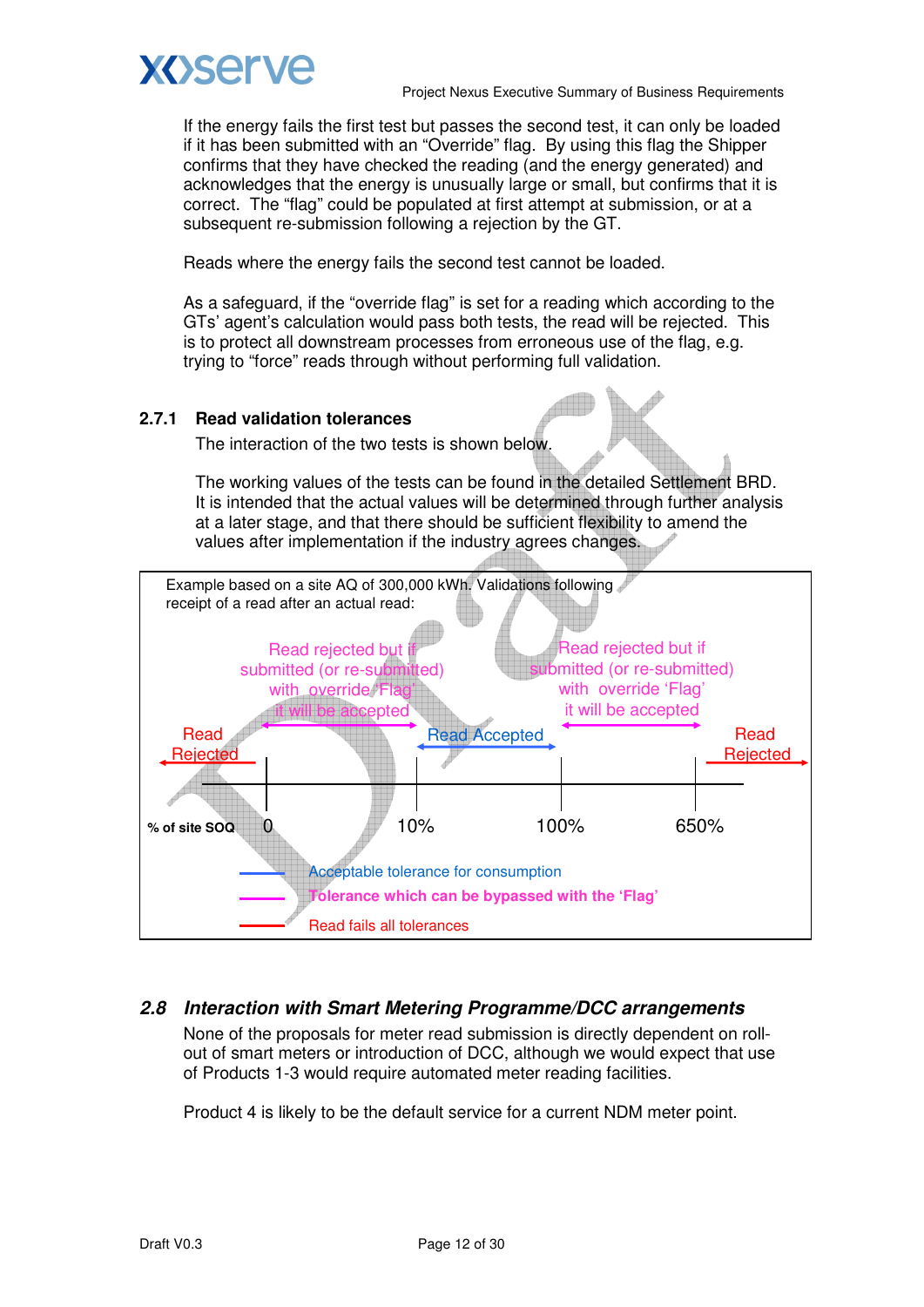If the energy fails the first test but passes the second test, it can only be loaded if it has been submitted with an "Override" flag. By using this flag the Shipper confirms that they have checked the reading (and the energy generated) and acknowledges that the energy is unusually large or small, but confirms that it is correct. The "flag" could be populated at first attempt at submission, or at a subsequent re-submission following a rejection by the GT.

Reads where the energy fails the second test cannot be loaded.

As a safeguard, if the "override flag" is set for a reading which according to the GTs' agent's calculation would pass both tests, the read will be rejected. This is to protect all downstream processes from erroneous use of the flag, e.g. trying to "force" reads through without performing full validation.

### 2.7.1 Read validation tolerances

The interaction of the two tests is shown below.

The working values of the tests can be found in the detailed Settlement BRD. It is intended that the actual values will be determined through further analysis at a later stage, and that there should be sufficient flexibility to amend the values after implementation if the industry agrees changes.

Example based on a site AQ of 300,000 kWh. Validations following receipt of a read after an actual read:

| % of site SOQ | Below 0 | 0 to 10% | 10% to 100% | 100% to 650% | Above 650% |
|---|---|---|---|---|---|
| Outcome | Read Rejected | Read rejected but if submitted (or re-submitted) with override 'Flag' it will be accepted | Read Accepted | Read rejected but if submitted (or re-submitted) with override 'Flag' it will be accepted | Read Rejected |

- Acceptable tolerance for consumption
- **Tolerance which can be bypassed with the 'Flag'**
- Read fails all tolerances

## *2.8 Interaction with Smart Metering Programme/DCC arrangements*

None of the proposals for meter read submission is directly dependent on roll-out of smart meters or introduction of DCC, although we would expect that use of Products 1-3 would require automated meter reading facilities.

Product 4 is likely to be the default service for a current NDM meter point.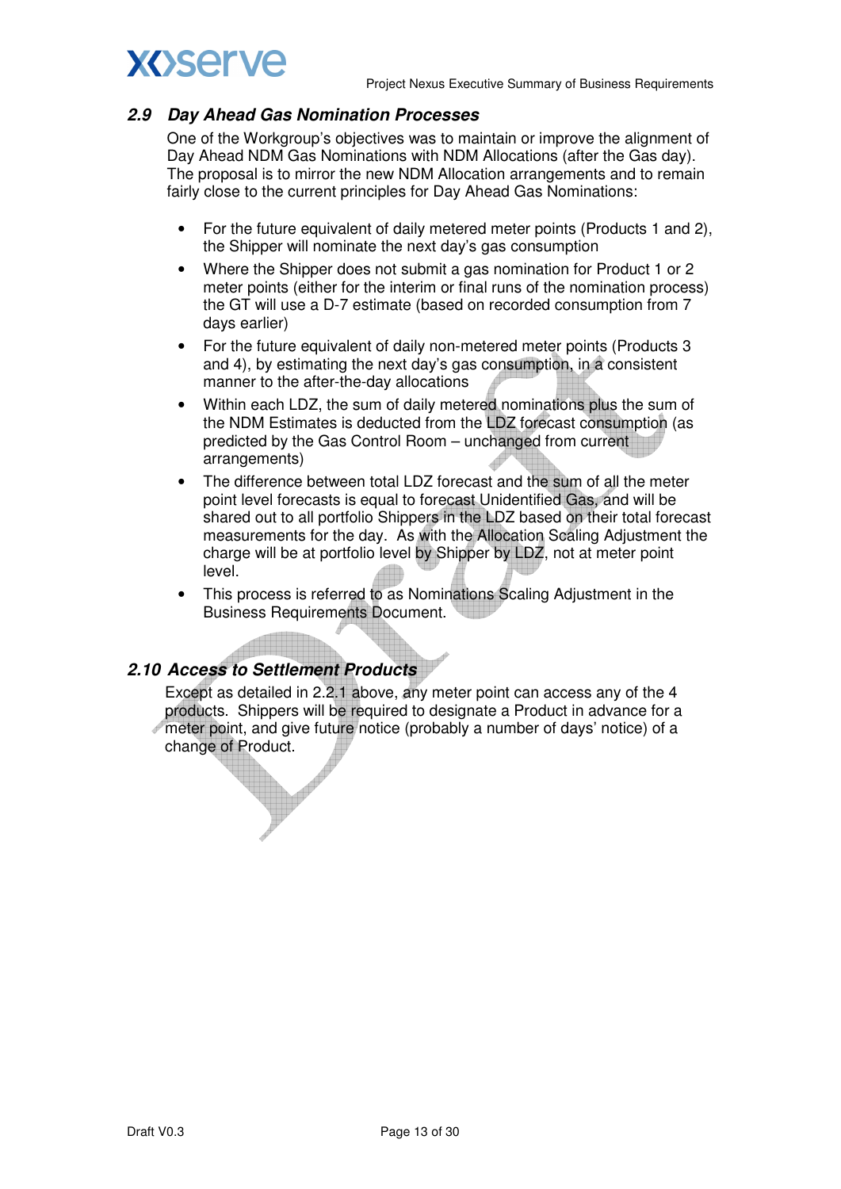### 2.9 Day Ahead Gas Nomination Processes

One of the Workgroup's objectives was to maintain or improve the alignment of Day Ahead NDM Gas Nominations with NDM Allocations (after the Gas day). The proposal is to mirror the new NDM Allocation arrangements and to remain fairly close to the current principles for Day Ahead Gas Nominations:

- For the future equivalent of daily metered meter points (Products 1 and 2), the Shipper will nominate the next day's gas consumption
- Where the Shipper does not submit a gas nomination for Product 1 or 2 meter points (either for the interim or final runs of the nomination process) the GT will use a D-7 estimate (based on recorded consumption from 7 days earlier)
- For the future equivalent of daily non-metered meter points (Products 3 and 4), by estimating the next day's gas consumption, in a consistent manner to the after-the-day allocations
- Within each LDZ, the sum of daily metered nominations plus the sum of the NDM Estimates is deducted from the LDZ forecast consumption (as predicted by the Gas Control Room – unchanged from current arrangements)
- The difference between total LDZ forecast and the sum of all the meter point level forecasts is equal to forecast Unidentified Gas, and will be shared out to all portfolio Shippers in the LDZ based on their total forecast measurements for the day. As with the Allocation Scaling Adjustment the charge will be at portfolio level by Shipper by LDZ, not at meter point level.
- This process is referred to as Nominations Scaling Adjustment in the Business Requirements Document.

### 2.10 Access to Settlement Products

Except as detailed in 2.2.1 above, any meter point can access any of the 4 products. Shippers will be required to designate a Product in advance for a meter point, and give future notice (probably a number of days' notice) of a change of Product.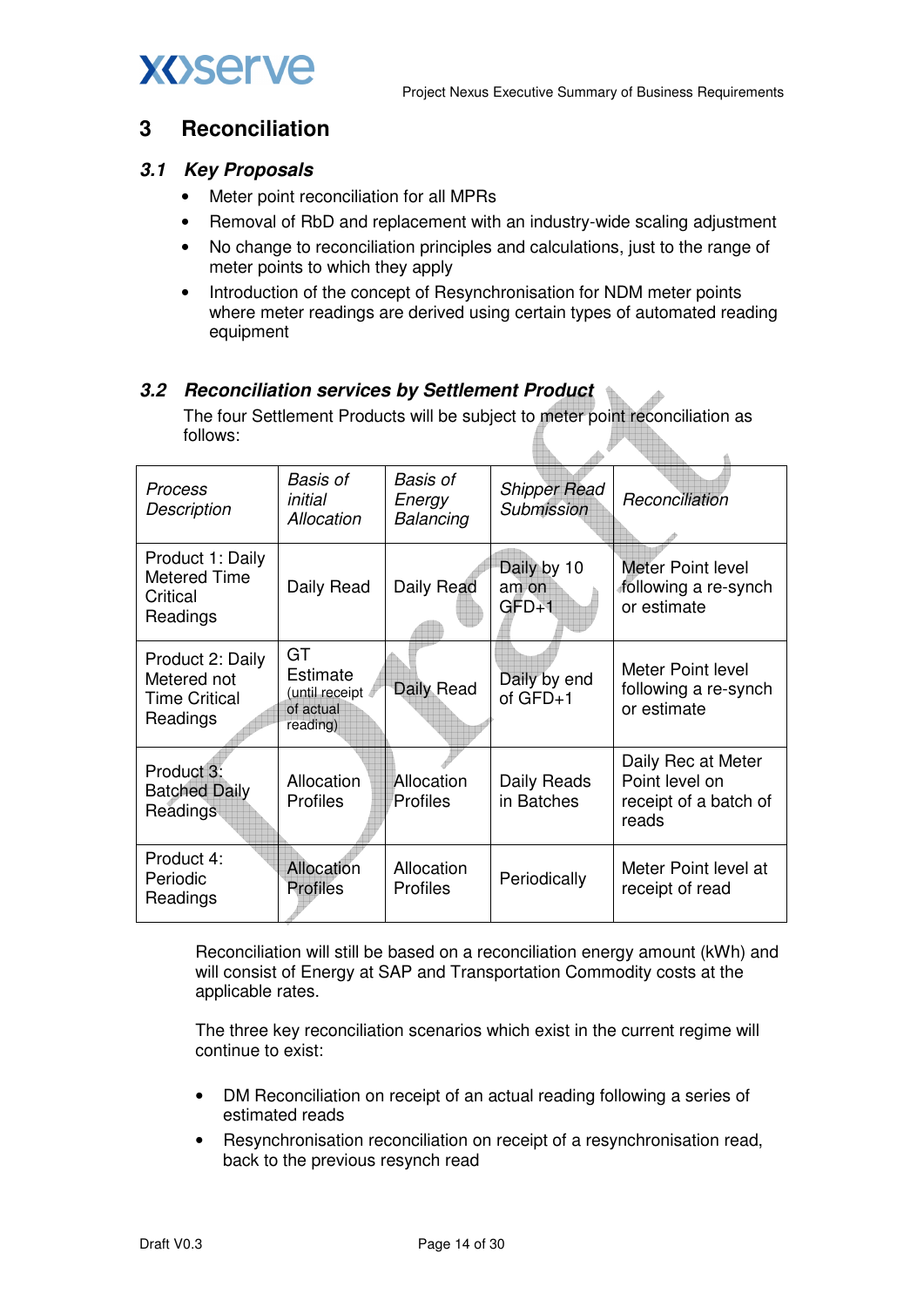# 3 Reconciliation

## 3.1 Key Proposals

- Meter point reconciliation for all MPRs
- Removal of RbD and replacement with an industry-wide scaling adjustment
- No change to reconciliation principles and calculations, just to the range of meter points to which they apply
- Introduction of the concept of Resynchronisation for NDM meter points where meter readings are derived using certain types of automated reading equipment

## 3.2 Reconciliation services by Settlement Product

The four Settlement Products will be subject to meter point reconciliation as follows:

| *Process Description* | *Basis of initial Allocation* | *Basis of Energy Balancing* | *Shipper Read Submission* | *Reconciliation* |
|---|---|---|---|---|
| Product 1: Daily Metered Time Critical Readings | Daily Read | Daily Read | Daily by 10 am on GFD+1 | Meter Point level following a re-synch or estimate |
| Product 2: Daily Metered not Time Critical Readings | GT Estimate (until receipt of actual reading) | Daily Read | Daily by end of GFD+1 | Meter Point level following a re-synch or estimate |
| Product 3: Batched Daily Readings | Allocation Profiles | Allocation Profiles | Daily Reads in Batches | Daily Rec at Meter Point level on receipt of a batch of reads |
| Product 4: Periodic Readings | Allocation Profiles | Allocation Profiles | Periodically | Meter Point level at receipt of read |

Reconciliation will still be based on a reconciliation energy amount (kWh) and will consist of Energy at SAP and Transportation Commodity costs at the applicable rates.

The three key reconciliation scenarios which exist in the current regime will continue to exist:

- DM Reconciliation on receipt of an actual reading following a series of estimated reads
- Resynchronisation reconciliation on receipt of a resynchronisation read, back to the previous resynch read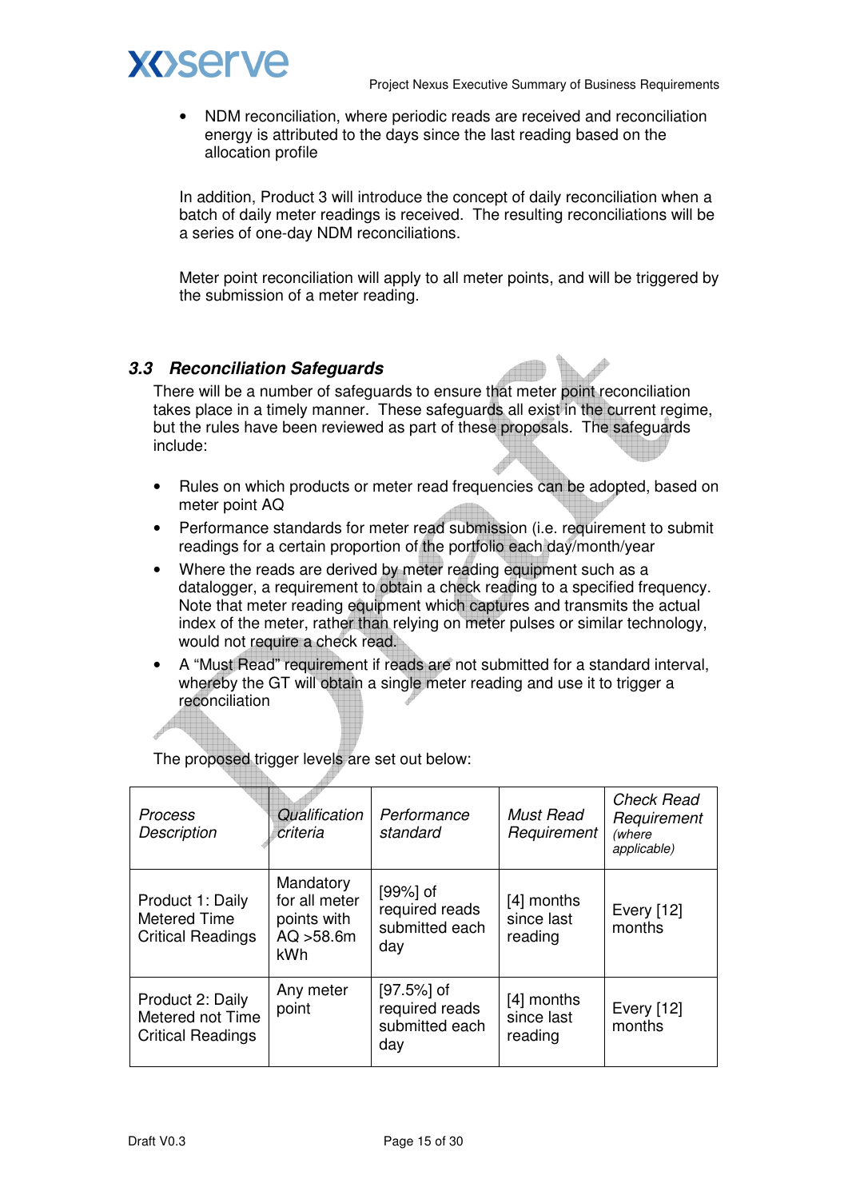- NDM reconciliation, where periodic reads are received and reconciliation energy is attributed to the days since the last reading based on the allocation profile

In addition, Product 3 will introduce the concept of daily reconciliation when a batch of daily meter readings is received. The resulting reconciliations will be a series of one-day NDM reconciliations.

Meter point reconciliation will apply to all meter points, and will be triggered by the submission of a meter reading.

### *3.3 Reconciliation Safeguards*

There will be a number of safeguards to ensure that meter point reconciliation takes place in a timely manner. These safeguards all exist in the current regime, but the rules have been reviewed as part of these proposals. The safeguards include:

- Rules on which products or meter read frequencies can be adopted, based on meter point AQ
- Performance standards for meter read submission (i.e. requirement to submit readings for a certain proportion of the portfolio each day/month/year
- Where the reads are derived by meter reading equipment such as a datalogger, a requirement to obtain a check reading to a specified frequency. Note that meter reading equipment which captures and transmits the actual index of the meter, rather than relying on meter pulses or similar technology, would not require a check read.
- A "Must Read" requirement if reads are not submitted for a standard interval, whereby the GT will obtain a single meter reading and use it to trigger a reconciliation

The proposed trigger levels are set out below:

| *Process Description* | *Qualification criteria* | *Performance standard* | *Must Read Requirement* | *Check Read Requirement (where applicable)* |
|---|---|---|---|---|
| Product 1: Daily Metered Time Critical Readings | Mandatory for all meter points with AQ >58.6m kWh | [99%] of required reads submitted each day | [4] months since last reading | Every [12] months |
| Product 2: Daily Metered not Time Critical Readings | Any meter point | [97.5%] of required reads submitted each day | [4] months since last reading | Every [12] months |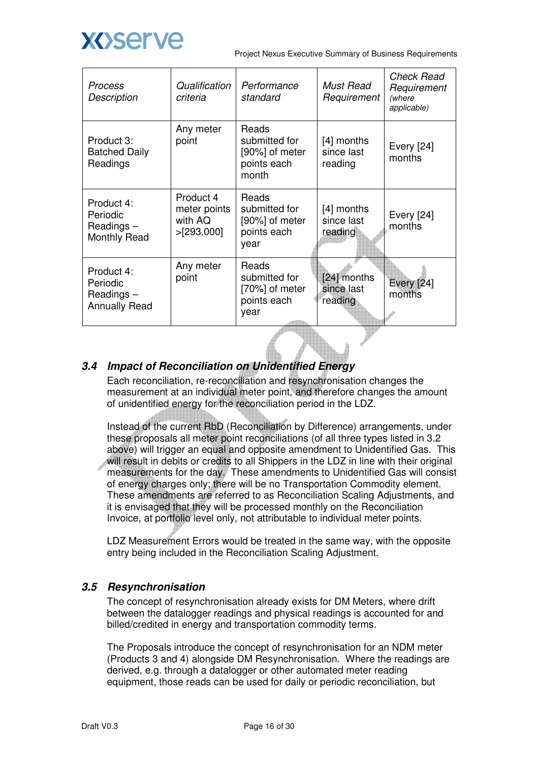| *Process Description* | *Qualification criteria* | *Performance standard* | *Must Read Requirement* | *Check Read Requirement (where applicable)* |
|---|---|---|---|---|
| Product 3: Batched Daily Readings | Any meter point | Reads submitted for [90%] of meter points each month | [4] months since last reading | Every [24] months |
| Product 4: Periodic Readings – Monthly Read | Product 4 meter points with AQ >[293,000] | Reads submitted for [90%] of meter points each year | [4] months since last reading | Every [24] months |
| Product 4: Periodic Readings – Annually Read | Any meter point | Reads submitted for [70%] of meter points each year | [24] months since last reading | Every [24] months |

### *3.4 Impact of Reconciliation on Unidentified Energy*

Each reconciliation, re-reconciliation and resynchronisation changes the measurement at an individual meter point, and therefore changes the amount of unidentified energy for the reconciliation period in the LDZ.

Instead of the current RbD (Reconciliation by Difference) arrangements, under these proposals all meter point reconciliations (of all three types listed in 3.2 above) will trigger an equal and opposite amendment to Unidentified Gas. This will result in debits or credits to all Shippers in the LDZ in line with their original measurements for the day. These amendments to Unidentified Gas will consist of energy charges only; there will be no Transportation Commodity element. These amendments are referred to as Reconciliation Scaling Adjustments, and it is envisaged that they will be processed monthly on the Reconciliation Invoice, at portfolio level only, not attributable to individual meter points.

LDZ Measurement Errors would be treated in the same way, with the opposite entry being included in the Reconciliation Scaling Adjustment.

### *3.5 Resynchronisation*

The concept of resynchronisation already exists for DM Meters, where drift between the datalogger readings and physical readings is accounted for and billed/credited in energy and transportation commodity terms.

The Proposals introduce the concept of resynchronisation for an NDM meter (Products 3 and 4) alongside DM Resynchronisation. Where the readings are derived, e.g. through a datalogger or other automated meter reading equipment, those reads can be used for daily or periodic reconciliation, but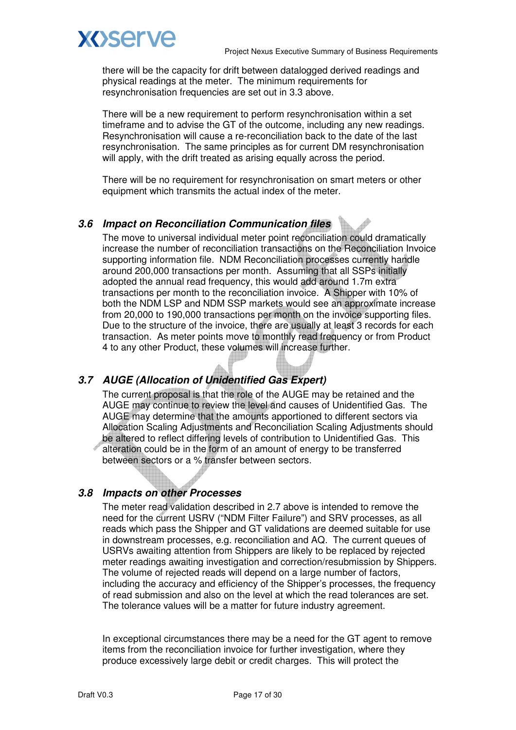there will be the capacity for drift between datalogged derived readings and physical readings at the meter. The minimum requirements for resynchronisation frequencies are set out in 3.3 above.

There will be a new requirement to perform resynchronisation within a set timeframe and to advise the GT of the outcome, including any new readings. Resynchronisation will cause a re-reconciliation back to the date of the last resynchronisation. The same principles as for current DM resynchronisation will apply, with the drift treated as arising equally across the period.

There will be no requirement for resynchronisation on smart meters or other equipment which transmits the actual index of the meter.

### 3.6 Impact on Reconciliation Communication files

The move to universal individual meter point reconciliation could dramatically increase the number of reconciliation transactions on the Reconciliation Invoice supporting information file. NDM Reconciliation processes currently handle around 200,000 transactions per month. Assuming that all SSPs initially adopted the annual read frequency, this would add around 1.7m extra transactions per month to the reconciliation invoice. A Shipper with 10% of both the NDM LSP and NDM SSP markets would see an approximate increase from 20,000 to 190,000 transactions per month on the invoice supporting files. Due to the structure of the invoice, there are usually at least 3 records for each transaction. As meter points move to monthly read frequency or from Product 4 to any other Product, these volumes will increase further.

### 3.7 AUGE (Allocation of Unidentified Gas Expert)

The current proposal is that the role of the AUGE may be retained and the AUGE may continue to review the level and causes of Unidentified Gas. The AUGE may determine that the amounts apportioned to different sectors via Allocation Scaling Adjustments and Reconciliation Scaling Adjustments should be altered to reflect differing levels of contribution to Unidentified Gas. This alteration could be in the form of an amount of energy to be transferred between sectors or a % transfer between sectors.

### 3.8 Impacts on other Processes

The meter read validation described in 2.7 above is intended to remove the need for the current USRV ("NDM Filter Failure") and SRV processes, as all reads which pass the Shipper and GT validations are deemed suitable for use in downstream processes, e.g. reconciliation and AQ. The current queues of USRVs awaiting attention from Shippers are likely to be replaced by rejected meter readings awaiting investigation and correction/resubmission by Shippers. The volume of rejected reads will depend on a large number of factors, including the accuracy and efficiency of the Shipper's processes, the frequency of read submission and also on the level at which the read tolerances are set. The tolerance values will be a matter for future industry agreement.

In exceptional circumstances there may be a need for the GT agent to remove items from the reconciliation invoice for further investigation, where they produce excessively large debit or credit charges. This will protect the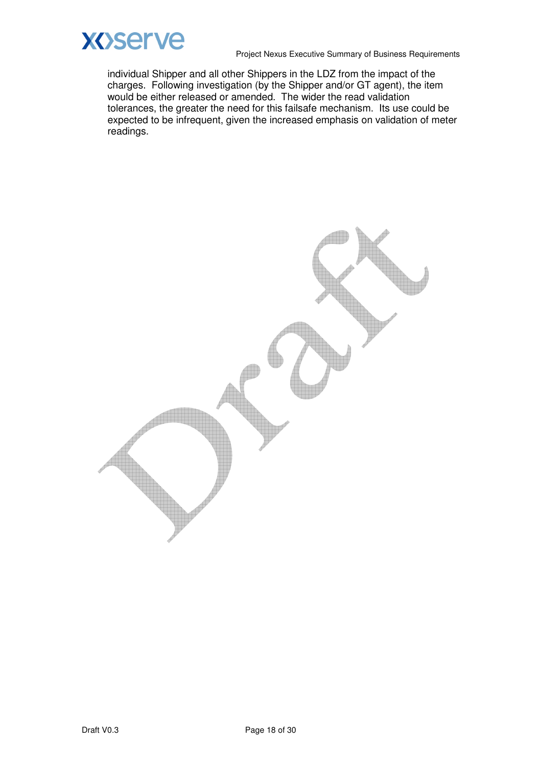individual Shipper and all other Shippers in the LDZ from the impact of the charges. Following investigation (by the Shipper and/or GT agent), the item would be either released or amended. The wider the read validation tolerances, the greater the need for this failsafe mechanism. Its use could be expected to be infrequent, given the increased emphasis on validation of meter readings.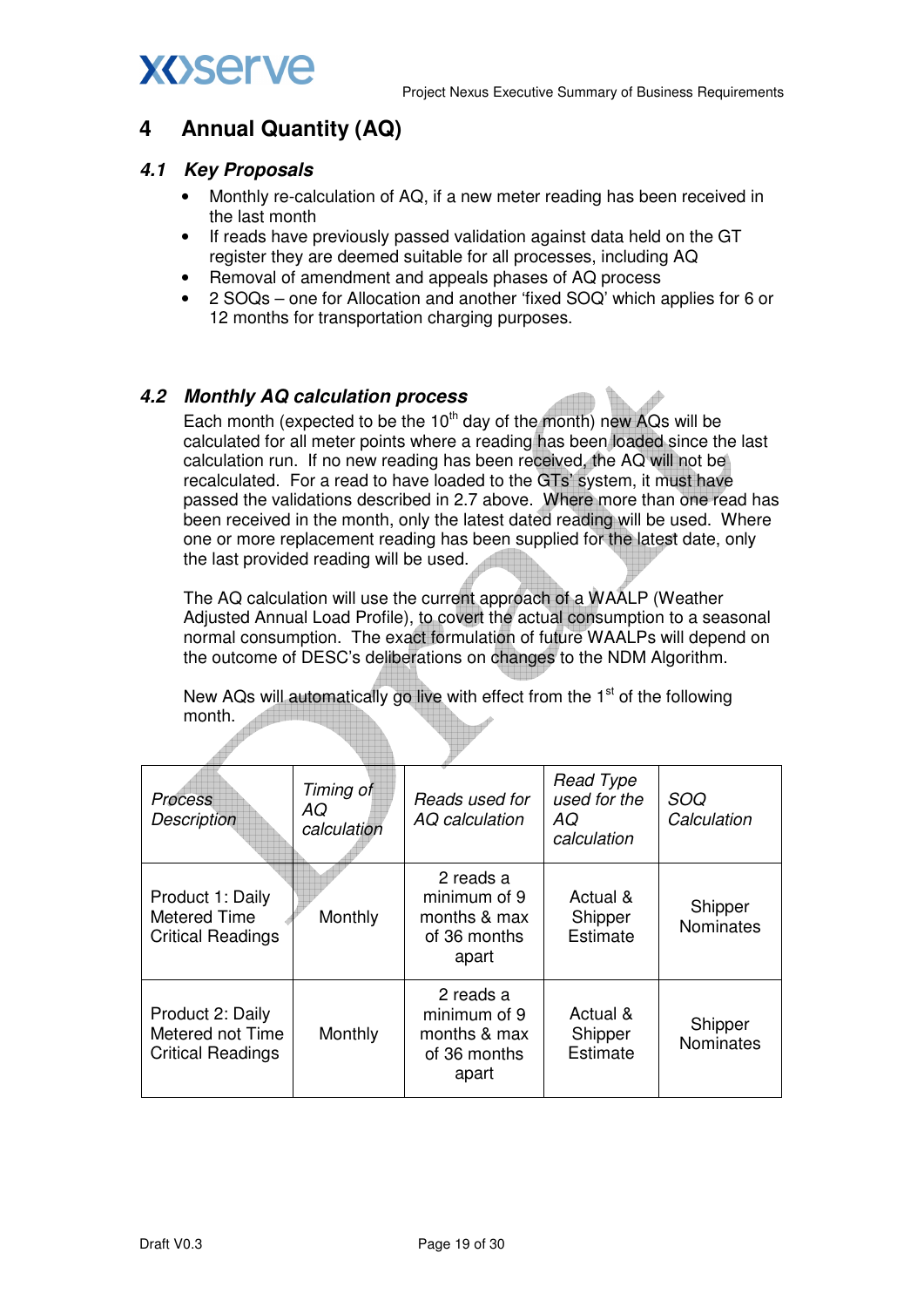# 4 Annual Quantity (AQ)

## 4.1 Key Proposals

- Monthly re-calculation of AQ, if a new meter reading has been received in the last month
- If reads have previously passed validation against data held on the GT register they are deemed suitable for all processes, including AQ
- Removal of amendment and appeals phases of AQ process
- 2 SOQs – one for Allocation and another 'fixed SOQ' which applies for 6 or 12 months for transportation charging purposes.

## 4.2 Monthly AQ calculation process

Each month (expected to be the 10th day of the month) new AQs will be calculated for all meter points where a reading has been loaded since the last calculation run. If no new reading has been received, the AQ will not be recalculated. For a read to have loaded to the GTs' system, it must have passed the validations described in 2.7 above. Where more than one read has been received in the month, only the latest dated reading will be used. Where one or more replacement reading has been supplied for the latest date, only the last provided reading will be used.

The AQ calculation will use the current approach of a WAALP (Weather Adjusted Annual Load Profile), to covert the actual consumption to a seasonal normal consumption. The exact formulation of future WAALPs will depend on the outcome of DESC's deliberations on changes to the NDM Algorithm.

New AQs will automatically go live with effect from the 1st of the following month.

| *Process Description* | *Timing of AQ calculation* | *Reads used for AQ calculation* | *Read Type used for the AQ calculation* | *SOQ Calculation* |
|---|---|---|---|---|
| Product 1: Daily Metered Time Critical Readings | Monthly | 2 reads a minimum of 9 months & max of 36 months apart | Actual & Shipper Estimate | Shipper Nominates |
| Product 2: Daily Metered not Time Critical Readings | Monthly | 2 reads a minimum of 9 months & max of 36 months apart | Actual & Shipper Estimate | Shipper Nominates |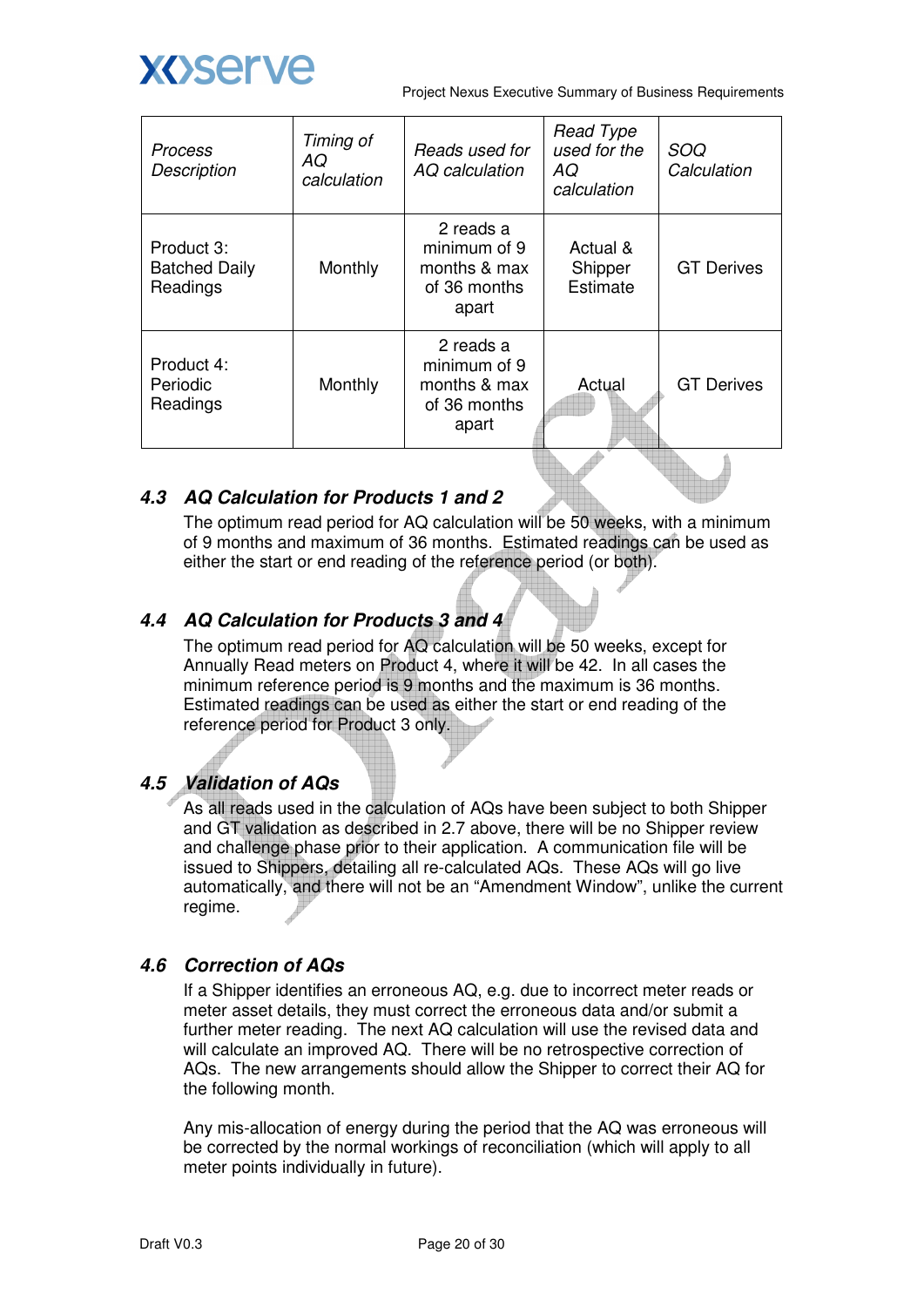| *Process Description* | *Timing of AQ calculation* | *Reads used for AQ calculation* | *Read Type used for the AQ calculation* | *SOQ Calculation* |
|---|---|---|---|---|
| Product 3: Batched Daily Readings | Monthly | 2 reads a minimum of 9 months & max of 36 months apart | Actual & Shipper Estimate | GT Derives |
| Product 4: Periodic Readings | Monthly | 2 reads a minimum of 9 months & max of 36 months apart | Actual | GT Derives |

### *4.3 AQ Calculation for Products 1 and 2*

The optimum read period for AQ calculation will be 50 weeks, with a minimum of 9 months and maximum of 36 months. Estimated readings can be used as either the start or end reading of the reference period (or both).

### *4.4 AQ Calculation for Products 3 and 4*

The optimum read period for AQ calculation will be 50 weeks, except for Annually Read meters on Product 4, where it will be 42. In all cases the minimum reference period is 9 months and the maximum is 36 months. Estimated readings can be used as either the start or end reading of the reference period for Product 3 only.

### *4.5 Validation of AQs*

As all reads used in the calculation of AQs have been subject to both Shipper and GT validation as described in 2.7 above, there will be no Shipper review and challenge phase prior to their application. A communication file will be issued to Shippers, detailing all re-calculated AQs. These AQs will go live automatically, and there will not be an "Amendment Window", unlike the current regime.

### *4.6 Correction of AQs*

If a Shipper identifies an erroneous AQ, e.g. due to incorrect meter reads or meter asset details, they must correct the erroneous data and/or submit a further meter reading. The next AQ calculation will use the revised data and will calculate an improved AQ. There will be no retrospective correction of AQs. The new arrangements should allow the Shipper to correct their AQ for the following month.

Any mis-allocation of energy during the period that the AQ was erroneous will be corrected by the normal workings of reconciliation (which will apply to all meter points individually in future).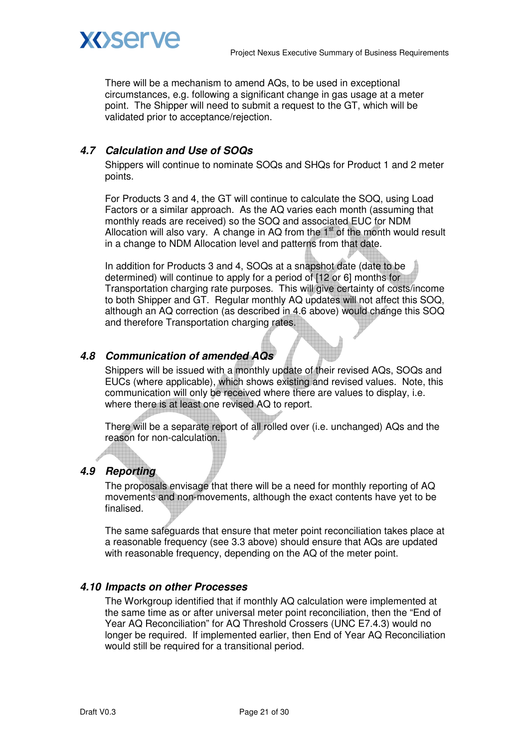There will be a mechanism to amend AQs, to be used in exceptional circumstances, e.g. following a significant change in gas usage at a meter point. The Shipper will need to submit a request to the GT, which will be validated prior to acceptance/rejection.

### *4.7 Calculation and Use of SOQs*

Shippers will continue to nominate SOQs and SHQs for Product 1 and 2 meter points.

For Products 3 and 4, the GT will continue to calculate the SOQ, using Load Factors or a similar approach. As the AQ varies each month (assuming that monthly reads are received) so the SOQ and associated EUC for NDM Allocation will also vary. A change in AQ from the 1st of the month would result in a change to NDM Allocation level and patterns from that date.

In addition for Products 3 and 4, SOQs at a snapshot date (date to be determined) will continue to apply for a period of [12 or 6] months for Transportation charging rate purposes. This will give certainty of costs/income to both Shipper and GT. Regular monthly AQ updates will not affect this SOQ, although an AQ correction (as described in 4.6 above) would change this SOQ and therefore Transportation charging rates.

### *4.8 Communication of amended AQs*

Shippers will be issued with a monthly update of their revised AQs, SOQs and EUCs (where applicable), which shows existing and revised values. Note, this communication will only be received where there are values to display, i.e. where there is at least one revised AQ to report.

There will be a separate report of all rolled over (i.e. unchanged) AQs and the reason for non-calculation.

### *4.9 Reporting*

The proposals envisage that there will be a need for monthly reporting of AQ movements and non-movements, although the exact contents have yet to be finalised.

The same safeguards that ensure that meter point reconciliation takes place at a reasonable frequency (see 3.3 above) should ensure that AQs are updated with reasonable frequency, depending on the AQ of the meter point.

### *4.10 Impacts on other Processes*

The Workgroup identified that if monthly AQ calculation were implemented at the same time as or after universal meter point reconciliation, then the "End of Year AQ Reconciliation" for AQ Threshold Crossers (UNC E7.4.3) would no longer be required. If implemented earlier, then End of Year AQ Reconciliation would still be required for a transitional period.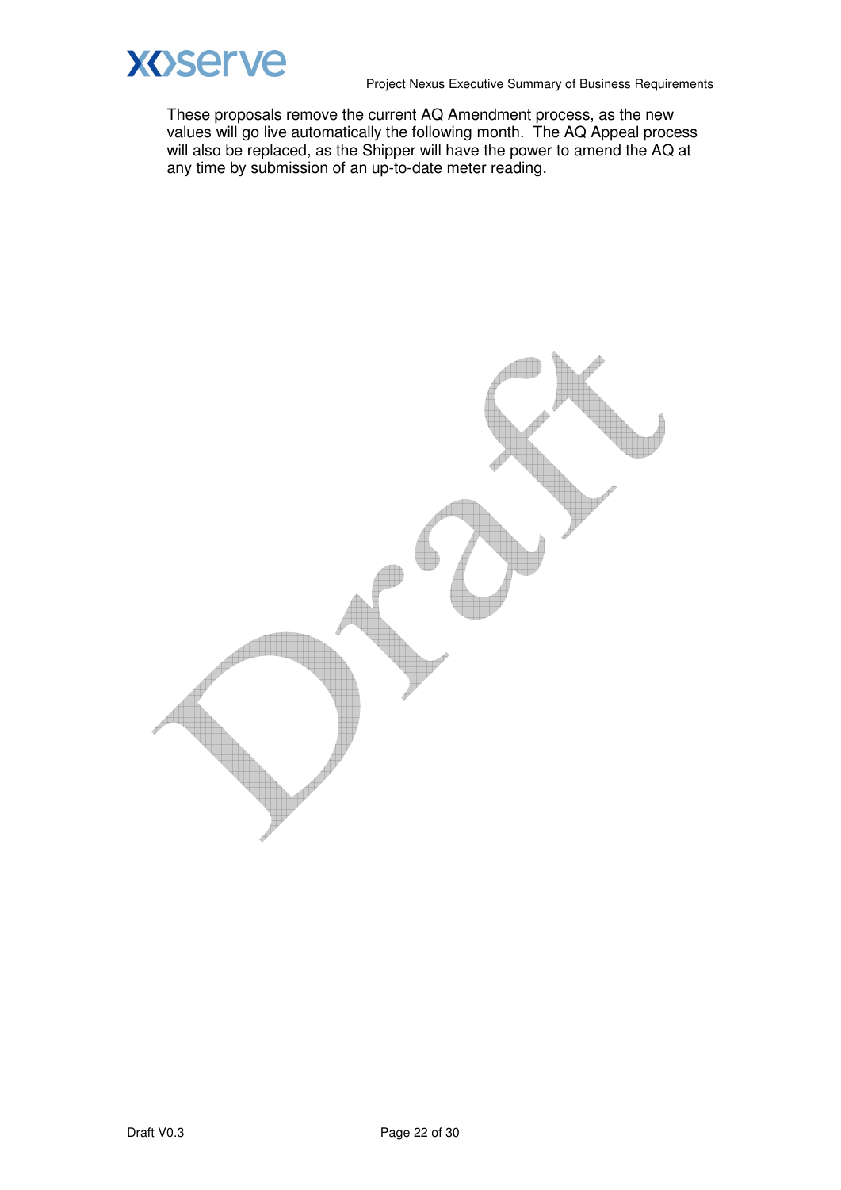These proposals remove the current AQ Amendment process, as the new values will go live automatically the following month. The AQ Appeal process will also be replaced, as the Shipper will have the power to amend the AQ at any time by submission of an up-to-date meter reading.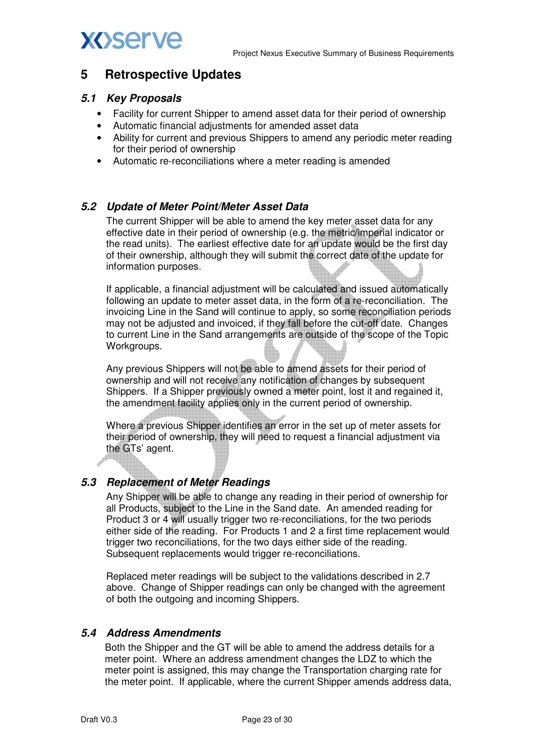## 5 Retrospective Updates

### *5.1 Key Proposals*

- Facility for current Shipper to amend asset data for their period of ownership
- Automatic financial adjustments for amended asset data
- Ability for current and previous Shippers to amend any periodic meter reading for their period of ownership
- Automatic re-reconciliations where a meter reading is amended

### *5.2 Update of Meter Point/Meter Asset Data*

The current Shipper will be able to amend the key meter asset data for any effective date in their period of ownership (e.g. the metric/imperial indicator or the read units). The earliest effective date for an update would be the first day of their ownership, although they will submit the correct date of the update for information purposes.

If applicable, a financial adjustment will be calculated and issued automatically following an update to meter asset data, in the form of a re-reconciliation. The invoicing Line in the Sand will continue to apply, so some reconciliation periods may not be adjusted and invoiced, if they fall before the cut-off date. Changes to current Line in the Sand arrangements are outside of the scope of the Topic Workgroups.

Any previous Shippers will not be able to amend assets for their period of ownership and will not receive any notification of changes by subsequent Shippers. If a Shipper previously owned a meter point, lost it and regained it, the amendment facility applies only in the current period of ownership.

Where a previous Shipper identifies an error in the set up of meter assets for their period of ownership, they will need to request a financial adjustment via the GTs' agent.

### *5.3 Replacement of Meter Readings*

Any Shipper will be able to change any reading in their period of ownership for all Products, subject to the Line in the Sand date. An amended reading for Product 3 or 4 will usually trigger two re-reconciliations, for the two periods either side of the reading. For Products 1 and 2 a first time replacement would trigger two reconciliations, for the two days either side of the reading. Subsequent replacements would trigger re-reconciliations.

Replaced meter readings will be subject to the validations described in 2.7 above. Change of Shipper readings can only be changed with the agreement of both the outgoing and incoming Shippers.

### *5.4 Address Amendments*

Both the Shipper and the GT will be able to amend the address details for a meter point. Where an address amendment changes the LDZ to which the meter point is assigned, this may change the Transportation charging rate for the meter point. If applicable, where the current Shipper amends address data,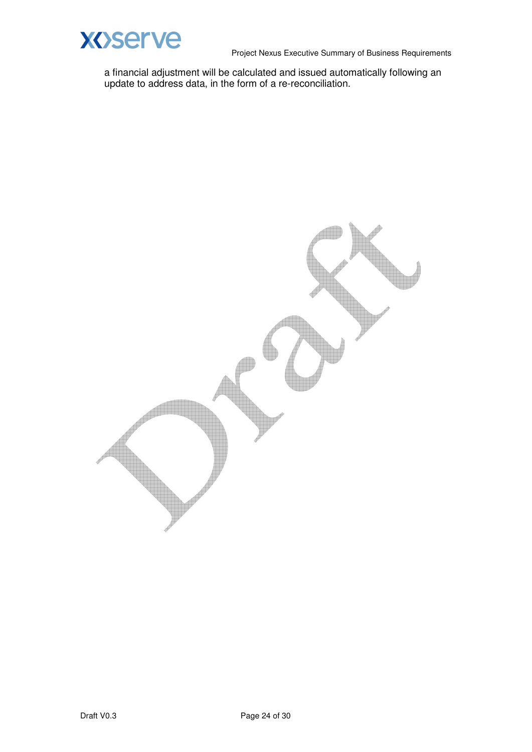a financial adjustment will be calculated and issued automatically following an update to address data, in the form of a re-reconciliation.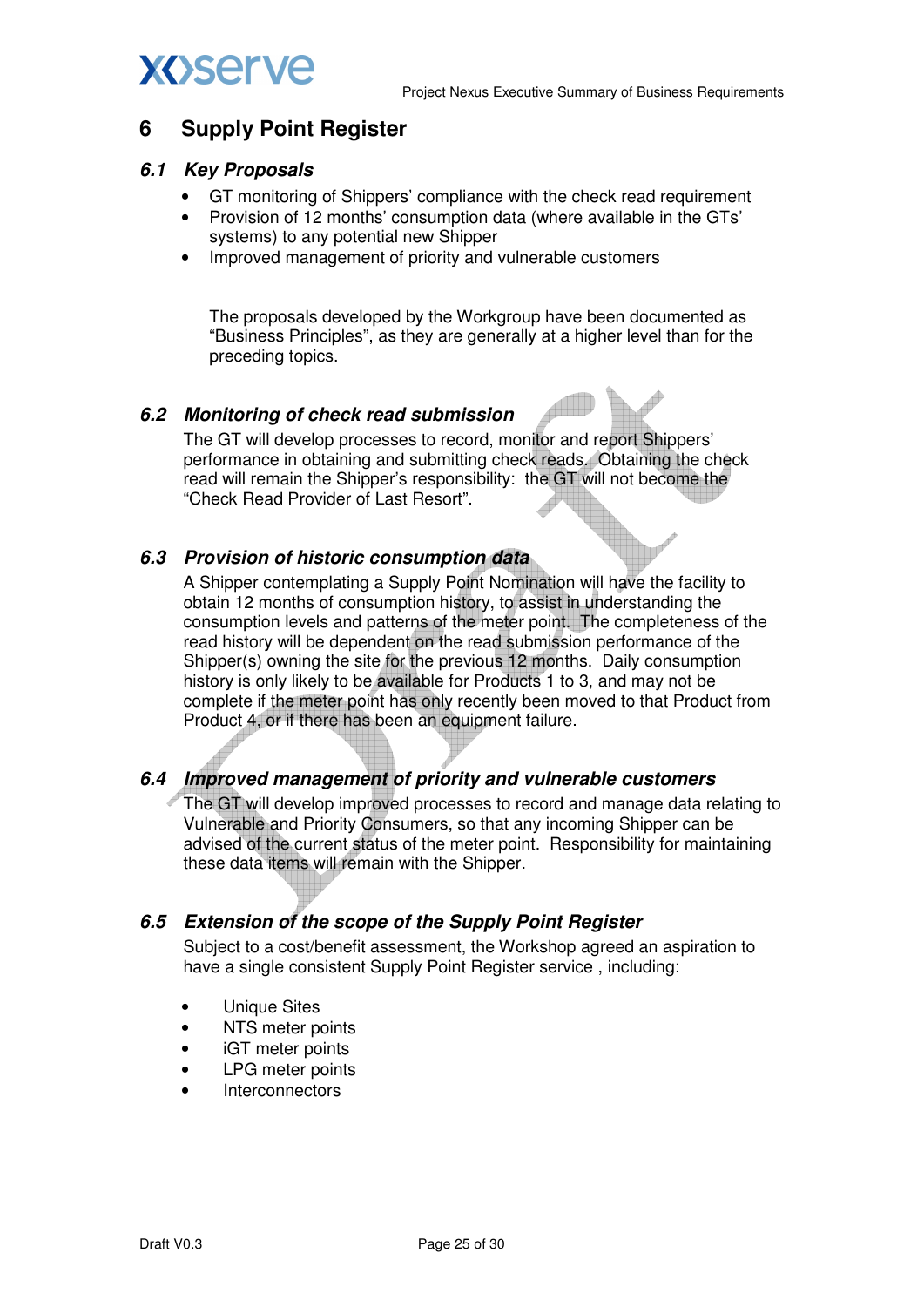# 6 Supply Point Register

## 6.1 Key Proposals

- GT monitoring of Shippers' compliance with the check read requirement
- Provision of 12 months' consumption data (where available in the GTs' systems) to any potential new Shipper
- Improved management of priority and vulnerable customers

The proposals developed by the Workgroup have been documented as "Business Principles", as they are generally at a higher level than for the preceding topics.

## 6.2 Monitoring of check read submission

The GT will develop processes to record, monitor and report Shippers' performance in obtaining and submitting check reads. Obtaining the check read will remain the Shipper's responsibility: the GT will not become the "Check Read Provider of Last Resort".

## 6.3 Provision of historic consumption data

A Shipper contemplating a Supply Point Nomination will have the facility to obtain 12 months of consumption history, to assist in understanding the consumption levels and patterns of the meter point. The completeness of the read history will be dependent on the read submission performance of the Shipper(s) owning the site for the previous 12 months. Daily consumption history is only likely to be available for Products 1 to 3, and may not be complete if the meter point has only recently been moved to that Product from Product 4, or if there has been an equipment failure.

## 6.4 Improved management of priority and vulnerable customers

The GT will develop improved processes to record and manage data relating to Vulnerable and Priority Consumers, so that any incoming Shipper can be advised of the current status of the meter point. Responsibility for maintaining these data items will remain with the Shipper.

## 6.5 Extension of the scope of the Supply Point Register

Subject to a cost/benefit assessment, the Workshop agreed an aspiration to have a single consistent Supply Point Register service , including:

- Unique Sites
- NTS meter points
- iGT meter points
- LPG meter points
- Interconnectors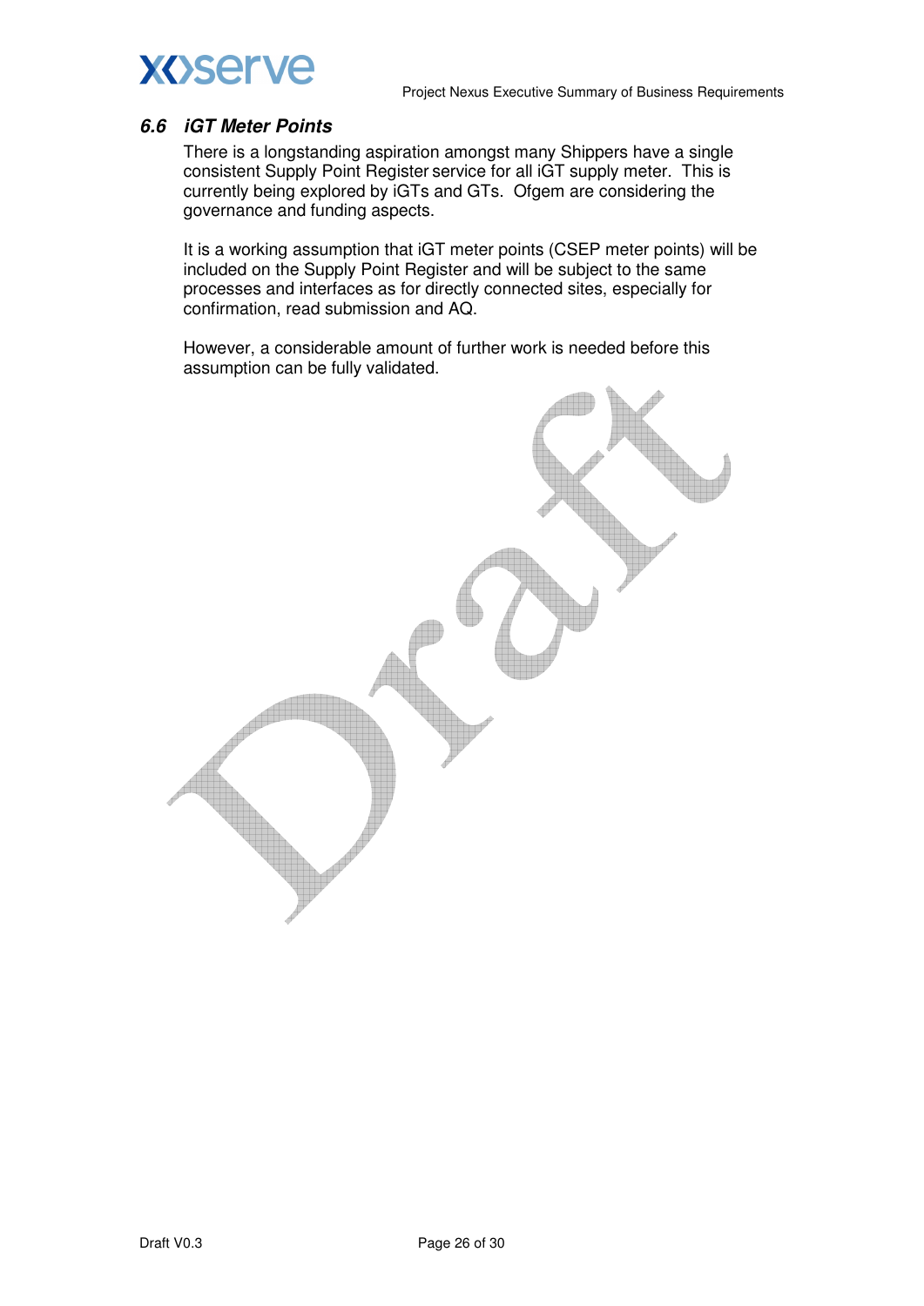### *6.6 iGT Meter Points*

There is a longstanding aspiration amongst many Shippers have a single consistent Supply Point Register service for all iGT supply meter. This is currently being explored by iGTs and GTs. Ofgem are considering the governance and funding aspects.

It is a working assumption that iGT meter points (CSEP meter points) will be included on the Supply Point Register and will be subject to the same processes and interfaces as for directly connected sites, especially for confirmation, read submission and AQ.

However, a considerable amount of further work is needed before this assumption can be fully validated.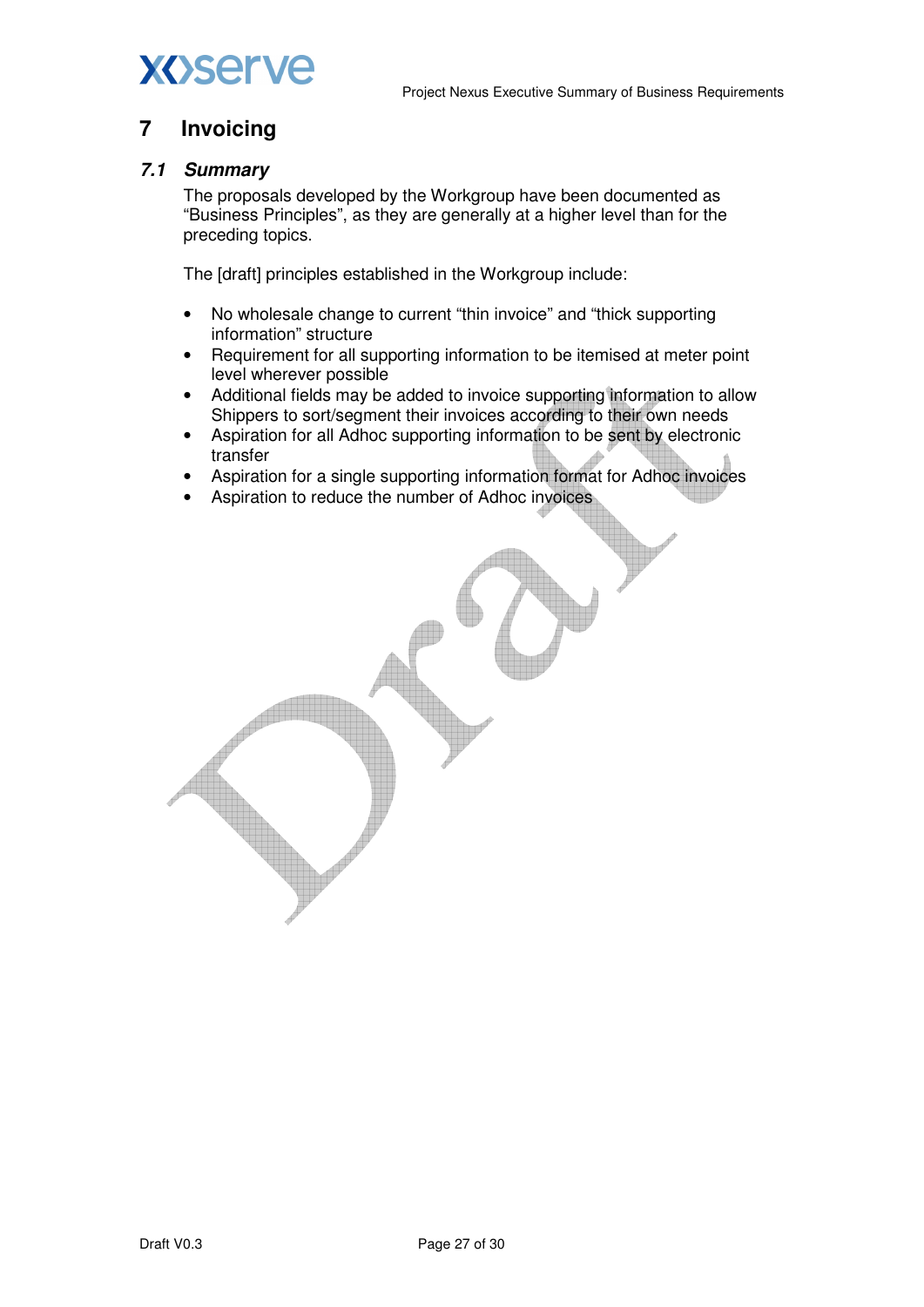# 7 Invoicing

## *7.1 Summary*

The proposals developed by the Workgroup have been documented as "Business Principles", as they are generally at a higher level than for the preceding topics.

The [draft] principles established in the Workgroup include:

- No wholesale change to current "thin invoice" and "thick supporting information" structure
- Requirement for all supporting information to be itemised at meter point level wherever possible
- Additional fields may be added to invoice supporting information to allow Shippers to sort/segment their invoices according to their own needs
- Aspiration for all Adhoc supporting information to be sent by electronic transfer
- Aspiration for a single supporting information format for Adhoc invoices
- Aspiration to reduce the number of Adhoc invoices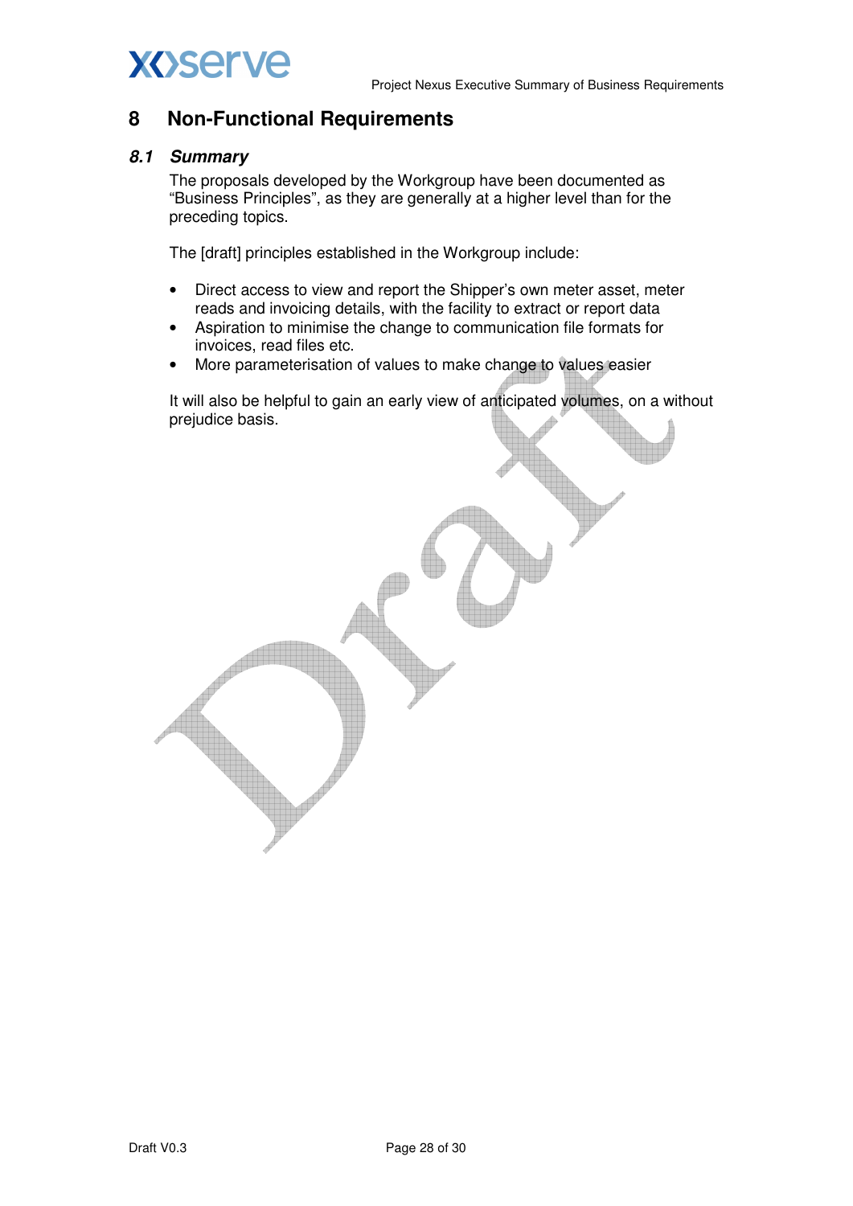# 8 Non-Functional Requirements

## *8.1 Summary*

The proposals developed by the Workgroup have been documented as "Business Principles", as they are generally at a higher level than for the preceding topics.

The [draft] principles established in the Workgroup include:

- Direct access to view and report the Shipper's own meter asset, meter reads and invoicing details, with the facility to extract or report data
- Aspiration to minimise the change to communication file formats for invoices, read files etc.
- More parameterisation of values to make change to values easier

It will also be helpful to gain an early view of anticipated volumes, on a without prejudice basis.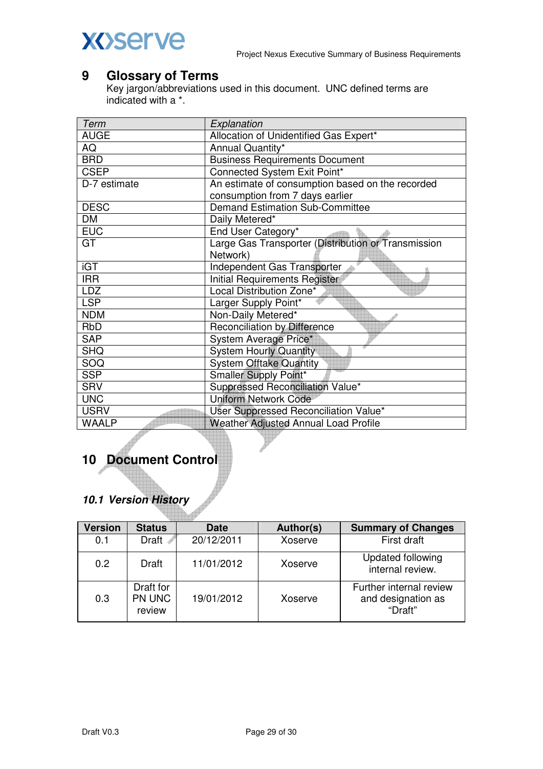# 9 Glossary of Terms

Key jargon/abbreviations used in this document. UNC defined terms are indicated with a *.

| *Term* | *Explanation* |
|---|---|
| AUGE | Allocation of Unidentified Gas Expert* |
| AQ | Annual Quantity* |
| BRD | Business Requirements Document |
| CSEP | Connected System Exit Point* |
| D-7 estimate | An estimate of consumption based on the recorded consumption from 7 days earlier |
| DESC | Demand Estimation Sub-Committee |
| DM | Daily Metered* |
| EUC | End User Category* |
| GT | Large Gas Transporter (Distribution or Transmission Network) |
| iGT | Independent Gas Transporter |
| IRR | Initial Requirements Register |
| LDZ | Local Distribution Zone* |
| LSP | Larger Supply Point* |
| NDM | Non-Daily Metered* |
| RbD | Reconciliation by Difference |
| SAP | System Average Price* |
| SHQ | System Hourly Quantity |
| SOQ | System Offtake Quantity |
| SSP | Smaller Supply Point* |
| SRV | Suppressed Reconciliation Value* |
| UNC | Uniform Network Code |
| USRV | User Suppressed Reconciliation Value* |
| WAALP | Weather Adjusted Annual Load Profile |

# 10 Document Control

### *10.1 Version History*

| Version | Status | Date | Author(s) | Summary of Changes |
|---|---|---|---|---|
| 0.1 | Draft | 20/12/2011 | Xoserve | First draft |
| 0.2 | Draft | 11/01/2012 | Xoserve | Updated following internal review. |
| 0.3 | Draft for PN UNC review | 19/01/2012 | Xoserve | Further internal review and designation as "Draft" |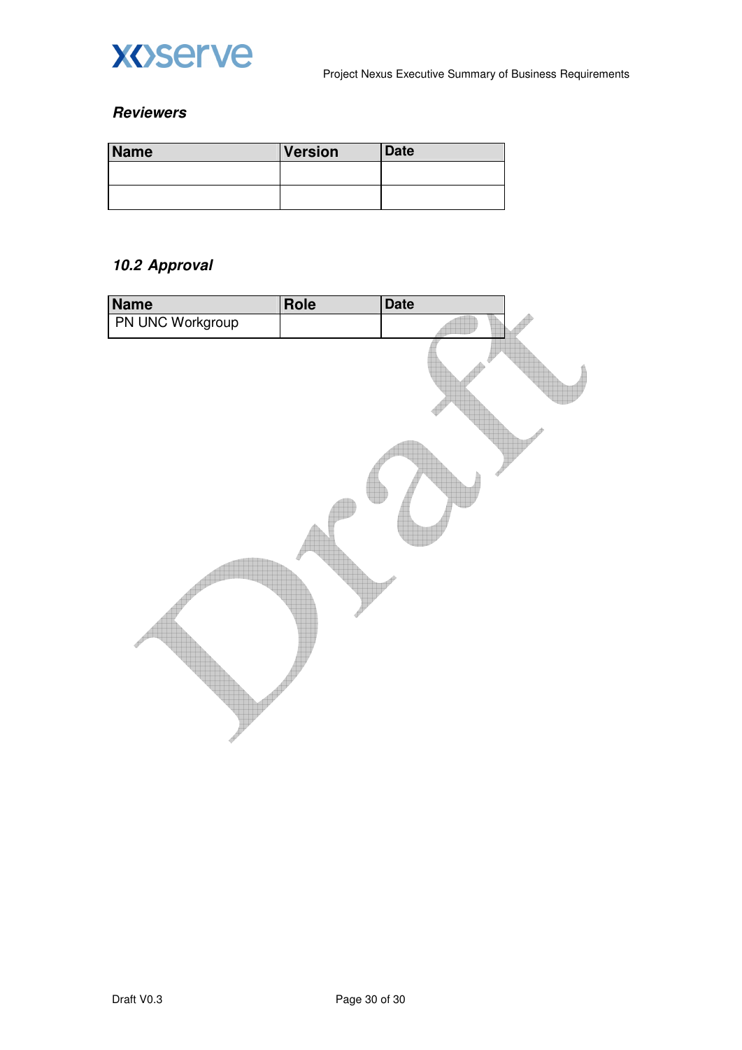***Reviewers***

| Name | Version | Date |
|---|---|---|
| | | |
| | | |

### ***10.2 Approval***

| Name | Role | Date |
|---|---|---|
| PN UNC Workgroup | | |